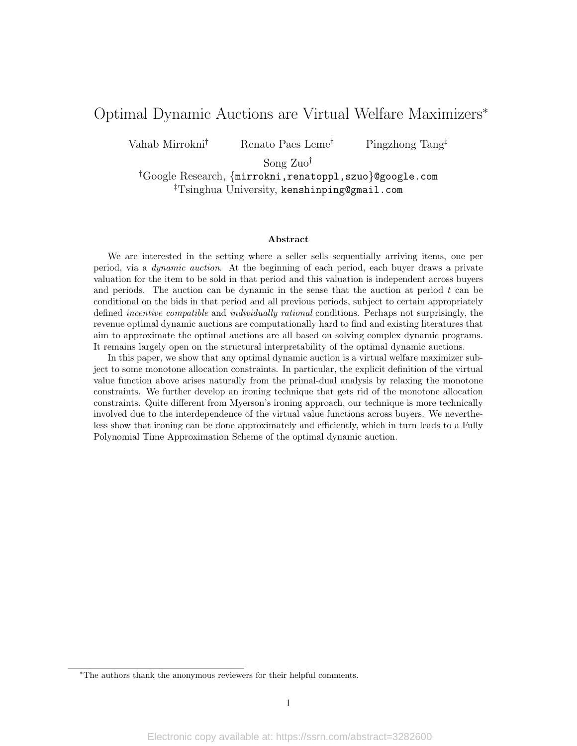# Optimal Dynamic Auctions are Virtual Welfare Maximizers*

Vahab Mirrokni[†] Renato Paes Leme[†] Pingzhong Tang[‡]

Song Zuo[†]

[†]Google Research, {mirrokni,renatoppl,szuo}@google.com

[‡]Tsinghua University, kenshinping@gmail.com

### Abstract

We are interested in the setting where a seller sells sequentially arriving items, one per period, via a *dynamic auction*. At the beginning of each period, each buyer draws a private valuation for the item to be sold in that period and this valuation is independent across buyers and periods. The auction can be dynamic in the sense that the auction at period $t$ can be conditional on the bids in that period and all previous periods, subject to certain appropriately defined *incentive compatible* and *individually rational* conditions. Perhaps not surprisingly, the revenue optimal dynamic auctions are computationally hard to find and existing literatures that aim to approximate the optimal auctions are all based on solving complex dynamic programs. It remains largely open on the structural interpretability of the optimal dynamic auctions.

In this paper, we show that any optimal dynamic auction is a virtual welfare maximizer subject to some monotone allocation constraints. In particular, the explicit definition of the virtual value function above arises naturally from the primal-dual analysis by relaxing the monotone constraints. We further develop an ironing technique that gets rid of the monotone allocation constraints. Quite different from Myerson's ironing approach, our technique is more technically involved due to the interdependence of the virtual value functions across buyers. We nevertheless show that ironing can be done approximately and efficiently, which in turn leads to a Fully Polynomial Time Approximation Scheme of the optimal dynamic auction.

---

*The authors thank the anonymous reviewers for their helpful comments.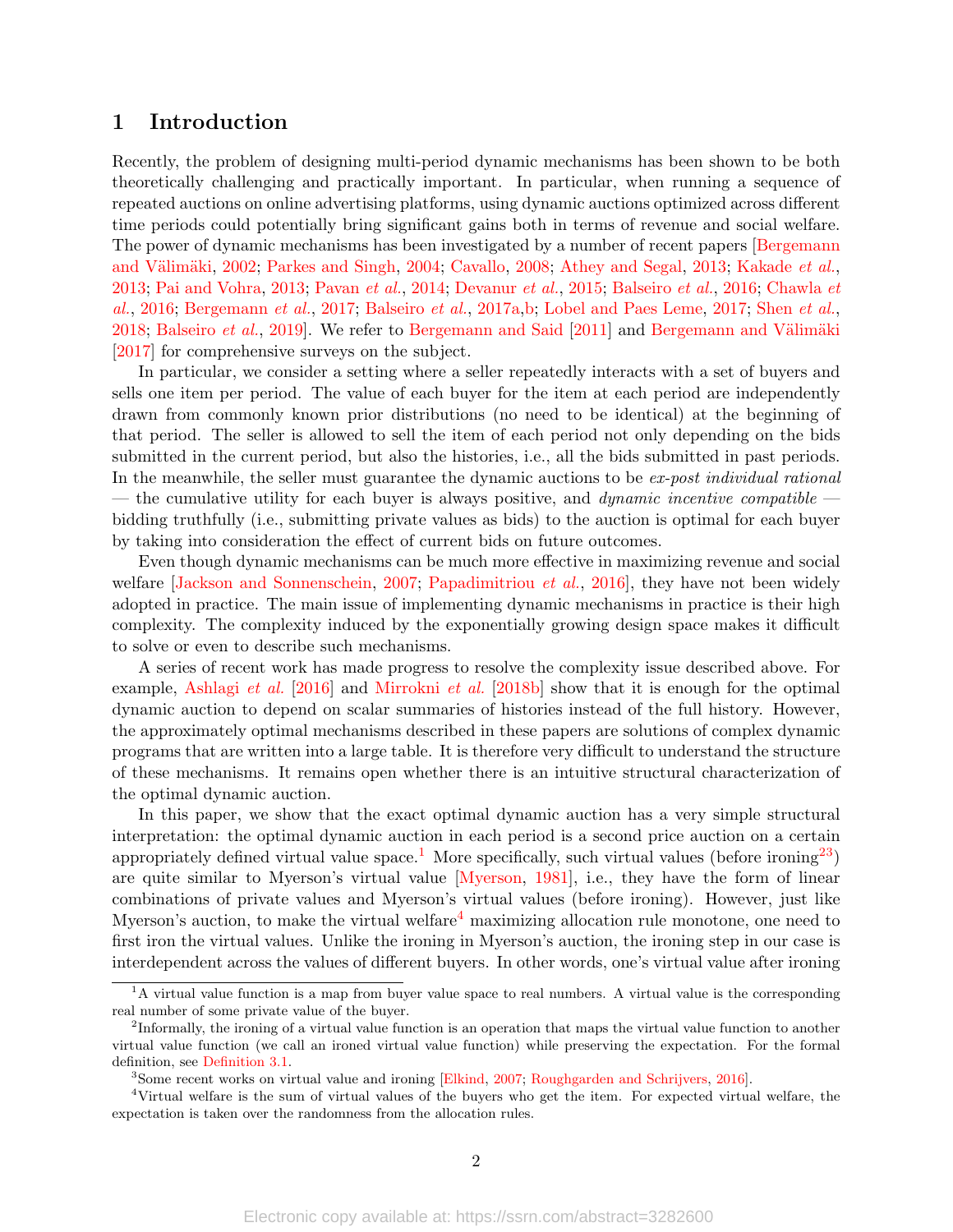## 1 Introduction

Recently, the problem of designing multi-period dynamic mechanisms has been shown to be both theoretically challenging and practically important. In particular, when running a sequence of repeated auctions on online advertising platforms, using dynamic auctions optimized across different time periods could potentially bring significant gains both in terms of revenue and social welfare. The power of dynamic mechanisms has been investigated by a number of recent papers [Bergemann and Välimäki, 2002; Parkes and Singh, 2004; Cavallo, 2008; Athey and Segal, 2013; Kakade *et al.*, 2013; Pai and Vohra, 2013; Pavan *et al.*, 2014; Devanur *et al.*, 2015; Balseiro *et al.*, 2016; Chawla *et al.*, 2016; Bergemann *et al.*, 2017; Balseiro *et al.*, 2017a,b; Lobel and Paes Leme, 2017; Shen *et al.*, 2018; Balseiro *et al.*, 2019]. We refer to Bergemann and Said [2011] and Bergemann and Välimäki [2017] for comprehensive surveys on the subject.

In particular, we consider a setting where a seller repeatedly interacts with a set of buyers and sells one item per period. The value of each buyer for the item at each period are independently drawn from commonly known prior distributions (no need to be identical) at the beginning of that period. The seller is allowed to sell the item of each period not only depending on the bids submitted in the current period, but also the histories, i.e., all the bids submitted in past periods. In the meanwhile, the seller must guarantee the dynamic auctions to be *ex-post individual rational* — the cumulative utility for each buyer is always positive, and *dynamic incentive compatible* — bidding truthfully (i.e., submitting private values as bids) to the auction is optimal for each buyer by taking into consideration the effect of current bids on future outcomes.

Even though dynamic mechanisms can be much more effective in maximizing revenue and social welfare [Jackson and Sonnenschein, 2007; Papadimitriou *et al.*, 2016], they have not been widely adopted in practice. The main issue of implementing dynamic mechanisms in practice is their high complexity. The complexity induced by the exponentially growing design space makes it difficult to solve or even to describe such mechanisms.

A series of recent work has made progress to resolve the complexity issue described above. For example, Ashlagi *et al.* [2016] and Mirrokni *et al.* [2018b] show that it is enough for the optimal dynamic auction to depend on scalar summaries of histories instead of the full history. However, the approximately optimal mechanisms described in these papers are solutions of complex dynamic programs that are written into a large table. It is therefore very difficult to understand the structure of these mechanisms. It remains open whether there is an intuitive structural characterization of the optimal dynamic auction.

In this paper, we show that the exact optimal dynamic auction has a very simple structural interpretation: the optimal dynamic auction in each period is a second price auction on a certain appropriately defined virtual value space.[1] More specifically, such virtual values (before ironing[2][3]) are quite similar to Myerson's virtual value [Myerson, 1981], i.e., they have the form of linear combinations of private values and Myerson's virtual values (before ironing). However, just like Myerson's auction, to make the virtual welfare[4] maximizing allocation rule monotone, one need to first iron the virtual values. Unlike the ironing in Myerson's auction, the ironing step in our case is interdependent across the values of different buyers. In other words, one's virtual value after ironing

[1] A virtual value function is a map from buyer value space to real numbers. A virtual value is the corresponding real number of some private value of the buyer.

[2] Informally, the ironing of a virtual value function is an operation that maps the virtual value function to another virtual value function (we call an ironed virtual value function) while preserving the expectation. For the formal definition, see Definition 3.1.

[3] Some recent works on virtual value and ironing [Elkind, 2007; Roughgarden and Schrijvers, 2016].

[4] Virtual welfare is the sum of virtual values of the buyers who get the item. For expected virtual welfare, the expectation is taken over the randomness from the allocation rules.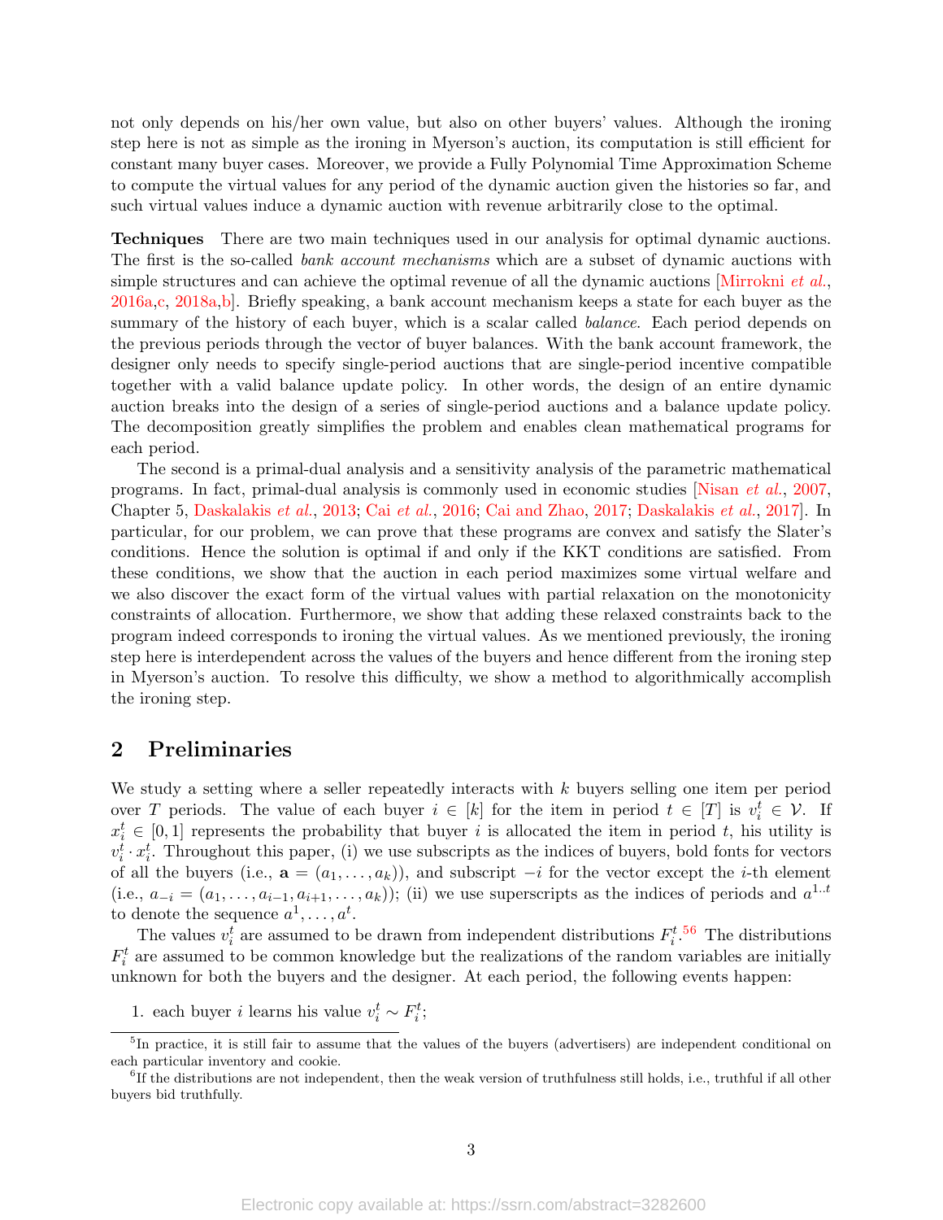not only depends on his/her own value, but also on other buyers' values. Although the ironing step here is not as simple as the ironing in Myerson's auction, its computation is still efficient for constant many buyer cases. Moreover, we provide a Fully Polynomial Time Approximation Scheme to compute the virtual values for any period of the dynamic auction given the histories so far, and such virtual values induce a dynamic auction with revenue arbitrarily close to the optimal.

**Techniques** There are two main techniques used in our analysis for optimal dynamic auctions. The first is the so-called *bank account mechanisms* which are a subset of dynamic auctions with simple structures and can achieve the optimal revenue of all the dynamic auctions [Mirrokni *et al.*, 2016a,c, 2018a,b]. Briefly speaking, a bank account mechanism keeps a state for each buyer as the summary of the history of each buyer, which is a scalar called *balance*. Each period depends on the previous periods through the vector of buyer balances. With the bank account framework, the designer only needs to specify single-period auctions that are single-period incentive compatible together with a valid balance update policy. In other words, the design of an entire dynamic auction breaks into the design of a series of single-period auctions and a balance update policy. The decomposition greatly simplifies the problem and enables clean mathematical programs for each period.

The second is a primal-dual analysis and a sensitivity analysis of the parametric mathematical programs. In fact, primal-dual analysis is commonly used in economic studies [Nisan *et al.*, 2007, Chapter 5, Daskalakis *et al.*, 2013; Cai *et al.*, 2016; Cai and Zhao, 2017; Daskalakis *et al.*, 2017]. In particular, for our problem, we can prove that these programs are convex and satisfy the Slater's conditions. Hence the solution is optimal if and only if the KKT conditions are satisfied. From these conditions, we show that the auction in each period maximizes some virtual welfare and we also discover the exact form of the virtual values with partial relaxation on the monotonicity constraints of allocation. Furthermore, we show that adding these relaxed constraints back to the program indeed corresponds to ironing the virtual values. As we mentioned previously, the ironing step here is interdependent across the values of the buyers and hence different from the ironing step in Myerson's auction. To resolve this difficulty, we show a method to algorithmically accomplish the ironing step.

## 2 Preliminaries

We study a setting where a seller repeatedly interacts with $k$ buyers selling one item per period over $T$ periods. The value of each buyer $i \in [k]$ for the item in period $t \in [T]$ is $v_i^t \in \mathcal{V}$. If $x_i^t \in [0,1]$ represents the probability that buyer $i$ is allocated the item in period $t$, his utility is $v_i^t \cdot x_i^t$. Throughout this paper, (i) we use subscripts as the indices of buyers, bold fonts for vectors of all the buyers (i.e., $\mathbf{a} = (a_1, \ldots, a_k)$), and subscript $-i$ for the vector except the $i$-th element (i.e., $a_{-i} = (a_1, \ldots, a_{i-1}, a_{i+1}, \ldots, a_k)$); (ii) we use superscripts as the indices of periods and $a^{1..t}$ to denote the sequence $a^1, \ldots, a^t$.

The values $v_i^t$ are assumed to be drawn from independent distributions $F_i^t$.[5,6] The distributions $F_i^t$ are assumed to be common knowledge but the realizations of the random variables are initially unknown for both the buyers and the designer. At each period, the following events happen:

1. each buyer $i$ learns his value $v_i^t \sim F_i^t$;

---

[5] In practice, it is still fair to assume that the values of the buyers (advertisers) are independent conditional on each particular inventory and cookie.

[6] If the distributions are not independent, then the weak version of truthfulness still holds, i.e., truthful if all other buyers bid truthfully.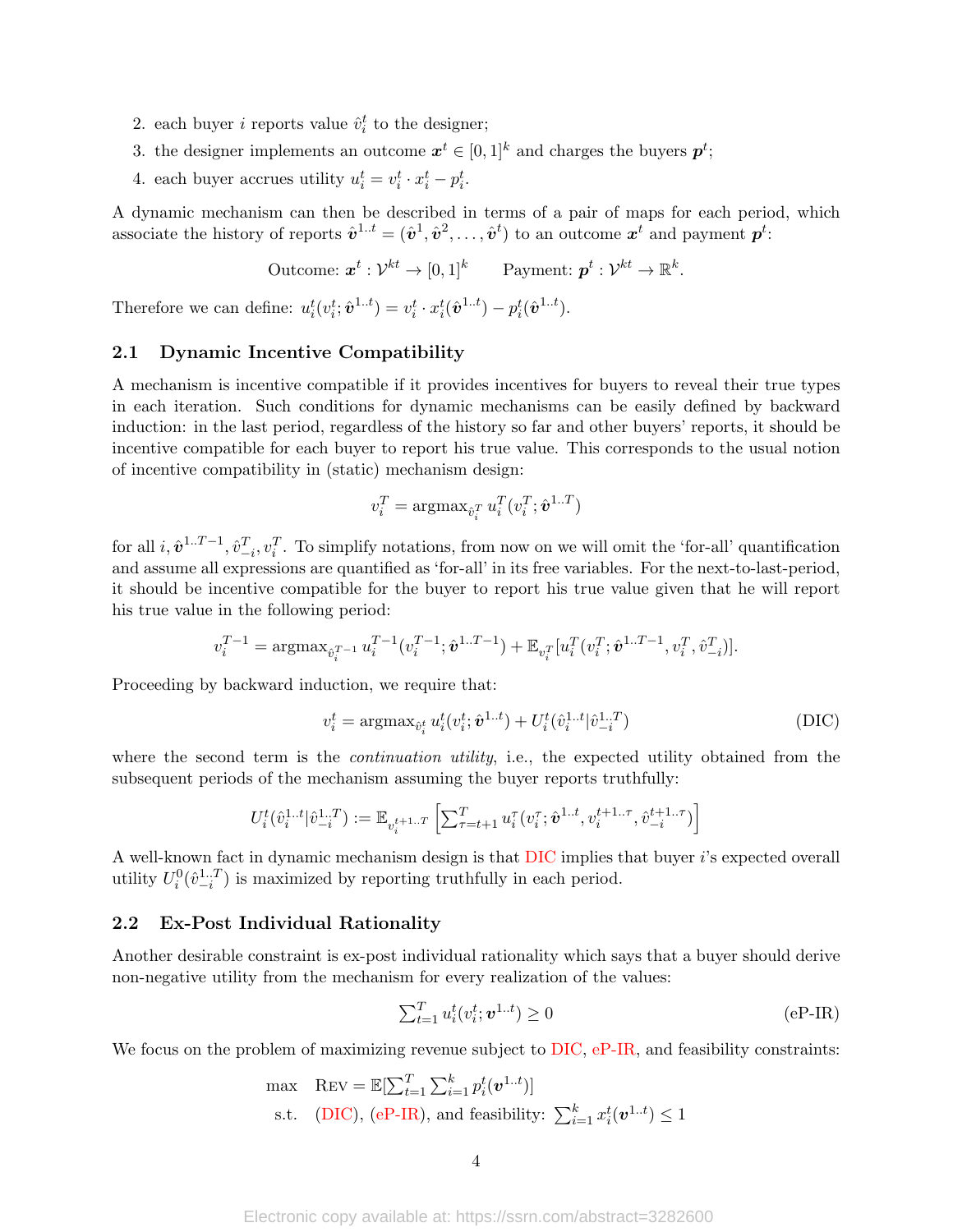2. each buyer $i$ reports value $\hat{v}_i^t$ to the designer;
3. the designer implements an outcome $\boldsymbol{x}^t \in [0,1]^k$ and charges the buyers $\boldsymbol{p}^t$;
4. each buyer accrues utility $u_i^t = v_i^t \cdot x_i^t - p_i^t$.

A dynamic mechanism can then be described in terms of a pair of maps for each period, which associate the history of reports $\hat{\boldsymbol{v}}^{1..t} = (\hat{\boldsymbol{v}}^1, \hat{\boldsymbol{v}}^2, \ldots, \hat{\boldsymbol{v}}^t)$ to an outcome $\boldsymbol{x}^t$ and payment $\boldsymbol{p}^t$:

$$\text{Outcome: } \boldsymbol{x}^t : \mathcal{V}^{kt} \to [0,1]^k \qquad \text{Payment: } \boldsymbol{p}^t : \mathcal{V}^{kt} \to \mathbb{R}^k.$$

Therefore we can define: $u_i^t(v_i^t; \hat{\boldsymbol{v}}^{1..t}) = v_i^t \cdot x_i^t(\hat{\boldsymbol{v}}^{1..t}) - p_i^t(\hat{\boldsymbol{v}}^{1..t})$.

## 2.1 Dynamic Incentive Compatibility

A mechanism is incentive compatible if it provides incentives for buyers to reveal their true types in each iteration. Such conditions for dynamic mechanisms can be easily defined by backward induction: in the last period, regardless of the history so far and other buyers' reports, it should be incentive compatible for each buyer to report his true value. This corresponds to the usual notion of incentive compatibility in (static) mechanism design:

$$v_i^T = \operatorname{argmax}_{\hat{v}_i^T} u_i^T(v_i^T; \hat{\boldsymbol{v}}^{1..T})$$

for all $i, \hat{\boldsymbol{v}}^{1..T-1}, \hat{v}_{-i}^T, v_i^T$. To simplify notations, from now on we will omit the 'for-all' quantification and assume all expressions are quantified as 'for-all' in its free variables. For the next-to-last-period, it should be incentive compatible for the buyer to report his true value given that he will report his true value in the following period:

$$v_i^{T-1} = \operatorname{argmax}_{\hat{v}_i^{T-1}} u_i^{T-1}(v_i^{T-1}; \hat{\boldsymbol{v}}^{1..T-1}) + \mathbb{E}_{v_i^T}[u_i^T(v_i^T; \hat{\boldsymbol{v}}^{1..T-1}, v_i^T, \hat{v}_{-i}^T)].$$

Proceeding by backward induction, we require that:

$$v_i^t = \operatorname{argmax}_{\hat{v}_i^t} u_i^t(v_i^t; \hat{\boldsymbol{v}}^{1..t}) + U_i^t(\hat{v}_i^{1..t} | \hat{v}_{-i}^{1..T}) \tag{DIC}$$

where the second term is the *continuation utility*, i.e., the expected utility obtained from the subsequent periods of the mechanism assuming the buyer reports truthfully:

$$U_i^t(\hat{v}_i^{1..t} | \hat{v}_{-i}^{1..T}) := \mathbb{E}_{v_i^{t+1..T}} \left[ \textstyle\sum_{\tau=t+1}^T u_i^\tau(v_i^\tau; \hat{\boldsymbol{v}}^{1..t}, v_i^{t+1..\tau}, \hat{v}_{-i}^{t+1..\tau}) \right]$$

A well-known fact in dynamic mechanism design is that DIC implies that buyer $i$'s expected overall utility $U_i^0(\hat{v}_{-i}^{1..T})$ is maximized by reporting truthfully in each period.

## 2.2 Ex-Post Individual Rationality

Another desirable constraint is ex-post individual rationality which says that a buyer should derive non-negative utility from the mechanism for every realization of the values:

$$\textstyle\sum_{t=1}^T u_i^t(v_i^t; \boldsymbol{v}^{1..t}) \geq 0 \tag{eP-IR}$$

We focus on the problem of maximizing revenue subject to DIC, eP-IR, and feasibility constraints:

$$\begin{aligned} \max \quad & \textsc{Rev} = \mathbb{E}[\textstyle\sum_{t=1}^T \sum_{i=1}^k p_i^t(\boldsymbol{v}^{1..t})] \\ \text{s.t.} \quad & \text{(DIC), (eP-IR), and feasibility: } \textstyle\sum_{i=1}^k x_i^t(\boldsymbol{v}^{1..t}) \leq 1 \end{aligned}$$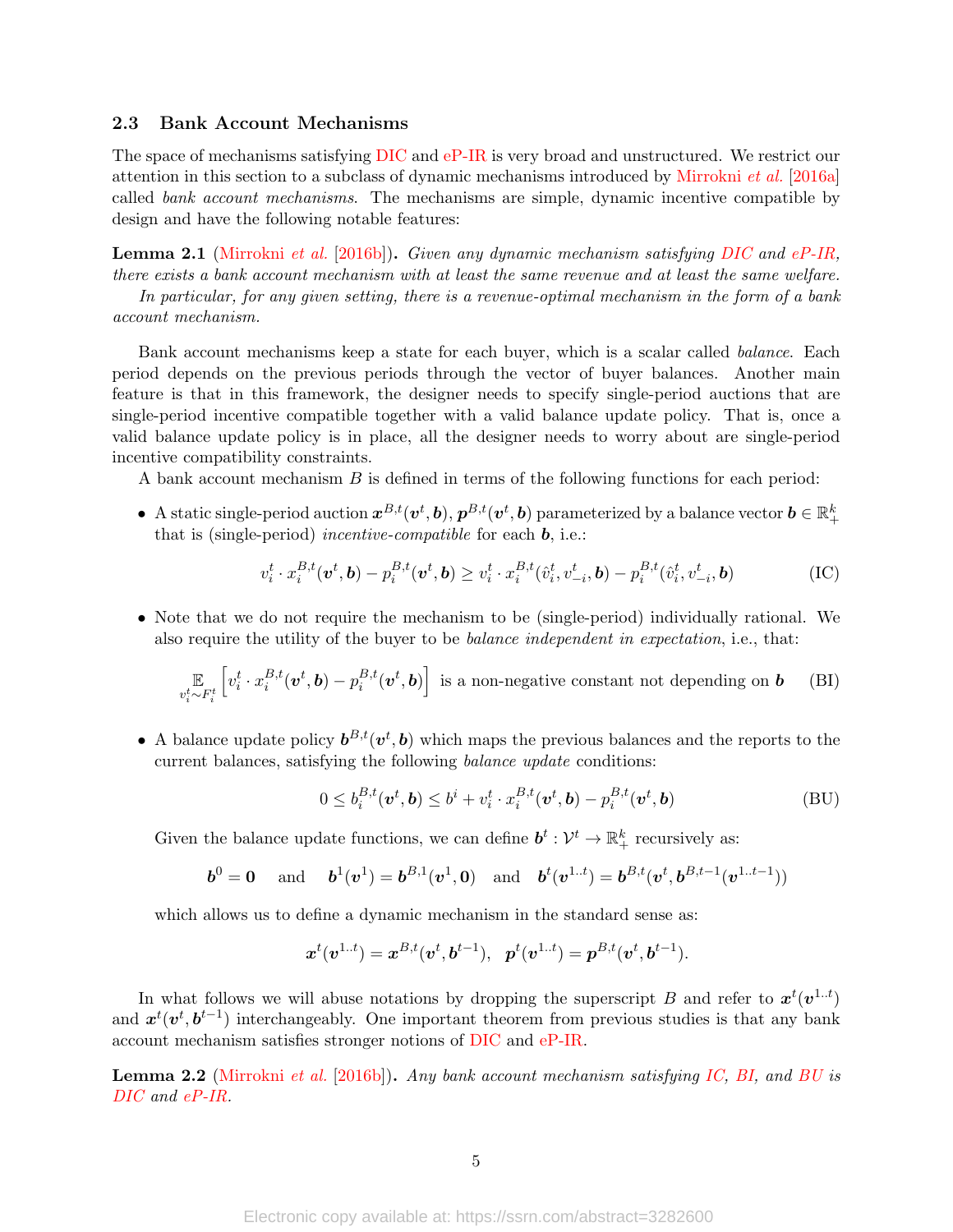### 2.3 Bank Account Mechanisms

The space of mechanisms satisfying DIC and eP-IR is very broad and unstructured. We restrict our attention in this section to a subclass of dynamic mechanisms introduced by Mirrokni *et al.* [2016a] called *bank account mechanisms*. The mechanisms are simple, dynamic incentive compatible by design and have the following notable features:

**Lemma 2.1** (Mirrokni *et al.* [2016b]). *Given any dynamic mechanism satisfying DIC and eP-IR, there exists a bank account mechanism with at least the same revenue and at least the same welfare.*

*In particular, for any given setting, there is a revenue-optimal mechanism in the form of a bank account mechanism.*

Bank account mechanisms keep a state for each buyer, which is a scalar called *balance*. Each period depends on the previous periods through the vector of buyer balances. Another main feature is that in this framework, the designer needs to specify single-period auctions that are single-period incentive compatible together with a valid balance update policy. That is, once a valid balance update policy is in place, all the designer needs to worry about are single-period incentive compatibility constraints.

A bank account mechanism $B$ is defined in terms of the following functions for each period:

- A static single-period auction $\boldsymbol{x}^{B,t}(\boldsymbol{v}^t, \boldsymbol{b})$, $\boldsymbol{p}^{B,t}(\boldsymbol{v}^t, \boldsymbol{b})$ parameterized by a balance vector $\boldsymbol{b} \in \mathbb{R}^k_+$ that is (single-period) *incentive-compatible* for each $\boldsymbol{b}$, i.e.:

$$v_i^t \cdot x_i^{B,t}(\boldsymbol{v}^t, \boldsymbol{b}) - p_i^{B,t}(\boldsymbol{v}^t, \boldsymbol{b}) \geq v_i^t \cdot x_i^{B,t}(\hat{v}_i^t, v_{-i}^t, \boldsymbol{b}) - p_i^{B,t}(\hat{v}_i^t, v_{-i}^t, \boldsymbol{b}) \tag{IC}$$

- Note that we do not require the mechanism to be (single-period) individually rational. We also require the utility of the buyer to be *balance independent in expectation*, i.e., that:

$$\mathop{\mathbb{E}}_{v_i^t \sim F_i^t} \left[ v_i^t \cdot x_i^{B,t}(\boldsymbol{v}^t, \boldsymbol{b}) - p_i^{B,t}(\boldsymbol{v}^t, \boldsymbol{b}) \right] \text{ is a non-negative constant not depending on } \boldsymbol{b} \tag{BI}$$

- A balance update policy $\boldsymbol{b}^{B,t}(\boldsymbol{v}^t, \boldsymbol{b})$ which maps the previous balances and the reports to the current balances, satisfying the following *balance update* conditions:

$$0 \leq b_i^{B,t}(\boldsymbol{v}^t, \boldsymbol{b}) \leq b^i + v_i^t \cdot x_i^{B,t}(\boldsymbol{v}^t, \boldsymbol{b}) - p_i^{B,t}(\boldsymbol{v}^t, \boldsymbol{b}) \tag{BU}$$

  Given the balance update functions, we can define $\boldsymbol{b}^t : \mathcal{V}^t \to \mathbb{R}^k_+$ recursively as:

$$\boldsymbol{b}^0 = \boldsymbol{0} \quad \text{ and } \quad \boldsymbol{b}^1(\boldsymbol{v}^1) = \boldsymbol{b}^{B,1}(\boldsymbol{v}^1, \boldsymbol{0}) \quad \text{ and } \quad \boldsymbol{b}^t(\boldsymbol{v}^{1..t}) = \boldsymbol{b}^{B,t}(\boldsymbol{v}^t, \boldsymbol{b}^{B,t-1}(\boldsymbol{v}^{1..t-1}))$$

  which allows us to define a dynamic mechanism in the standard sense as:

$$\boldsymbol{x}^t(\boldsymbol{v}^{1..t}) = \boldsymbol{x}^{B,t}(\boldsymbol{v}^t, \boldsymbol{b}^{t-1}), \quad \boldsymbol{p}^t(\boldsymbol{v}^{1..t}) = \boldsymbol{p}^{B,t}(\boldsymbol{v}^t, \boldsymbol{b}^{t-1}).$$

In what follows we will abuse notations by dropping the superscript $B$ and refer to $\boldsymbol{x}^t(\boldsymbol{v}^{1..t})$ and $\boldsymbol{x}^t(\boldsymbol{v}^t, \boldsymbol{b}^{t-1})$ interchangeably. One important theorem from previous studies is that any bank account mechanism satisfies stronger notions of DIC and eP-IR.

**Lemma 2.2** (Mirrokni *et al.* [2016b]). *Any bank account mechanism satisfying IC, BI, and BU is DIC and eP-IR.*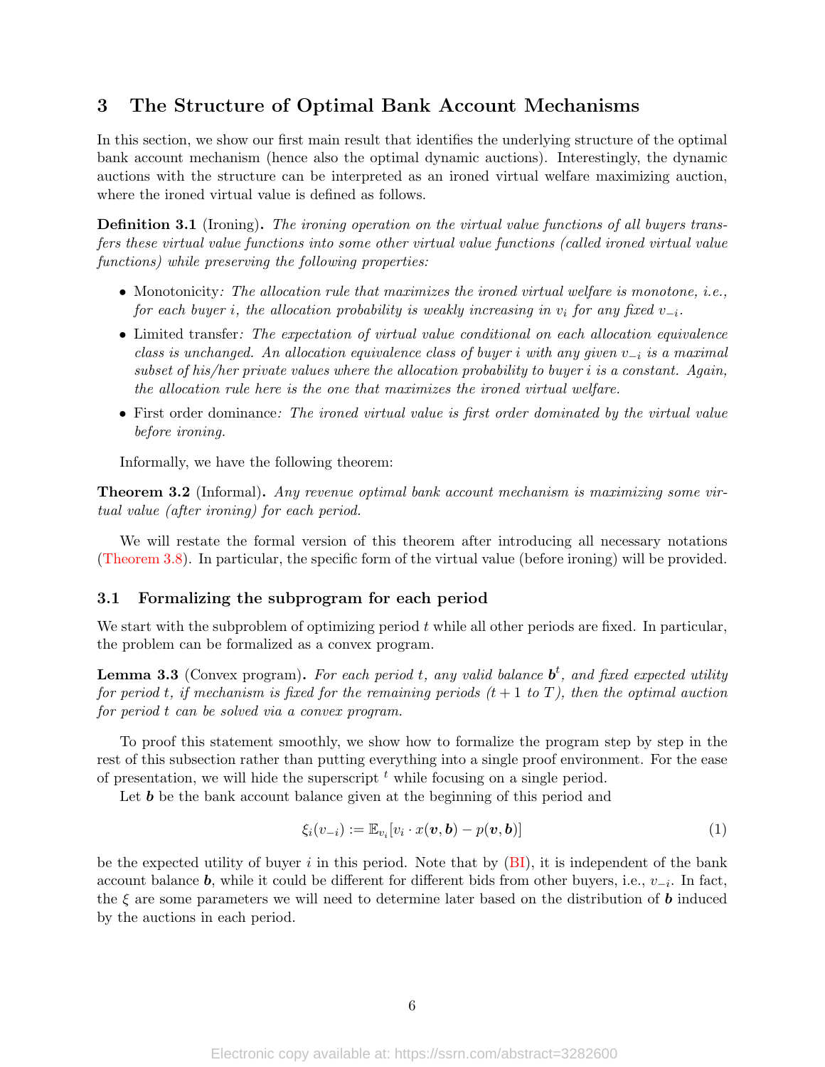# 3 The Structure of Optimal Bank Account Mechanisms

In this section, we show our first main result that identifies the underlying structure of the optimal bank account mechanism (hence also the optimal dynamic auctions). Interestingly, the dynamic auctions with the structure can be interpreted as an ironed virtual welfare maximizing auction, where the ironed virtual value is defined as follows.

**Definition 3.1** (Ironing)**.** *The ironing operation on the virtual value functions of all buyers transfers these virtual value functions into some other virtual value functions (called ironed virtual value functions) while preserving the following properties:*

- Monotonicity*: The allocation rule that maximizes the ironed virtual welfare is monotone, i.e., for each buyer $i$, the allocation probability is weakly increasing in $v_i$ for any fixed $v_{-i}$.*
- Limited transfer*: The expectation of virtual value conditional on each allocation equivalence class is unchanged. An allocation equivalence class of buyer $i$ with any given $v_{-i}$ is a maximal subset of his/her private values where the allocation probability to buyer $i$ is a constant. Again, the allocation rule here is the one that maximizes the ironed virtual welfare.*
- First order dominance*: The ironed virtual value is first order dominated by the virtual value before ironing.*

Informally, we have the following theorem:

**Theorem 3.2** (Informal)**.** *Any revenue optimal bank account mechanism is maximizing some virtual value (after ironing) for each period.*

We will restate the formal version of this theorem after introducing all necessary notations (Theorem 3.8). In particular, the specific form of the virtual value (before ironing) will be provided.

## 3.1 Formalizing the subprogram for each period

We start with the subproblem of optimizing period $t$ while all other periods are fixed. In particular, the problem can be formalized as a convex program.

**Lemma 3.3** (Convex program)**.** *For each period $t$, any valid balance $\boldsymbol{b}^t$, and fixed expected utility for period $t$, if mechanism is fixed for the remaining periods ($t+1$ to $T$), then the optimal auction for period $t$ can be solved via a convex program.*

To proof this statement smoothly, we show how to formalize the program step by step in the rest of this subsection rather than putting everything into a single proof environment. For the ease of presentation, we will hide the superscript $^t$ while focusing on a single period.

Let $\boldsymbol{b}$ be the bank account balance given at the beginning of this period and

$$\xi_i(v_{-i}) := \mathbb{E}_{v_i}[v_i \cdot x(\boldsymbol{v}, \boldsymbol{b}) - p(\boldsymbol{v}, \boldsymbol{b})] \tag{1}$$

be the expected utility of buyer $i$ in this period. Note that by (BI), it is independent of the bank account balance $\boldsymbol{b}$, while it could be different for different bids from other buyers, i.e., $v_{-i}$. In fact, the $\xi$ are some parameters we will need to determine later based on the distribution of $\boldsymbol{b}$ induced by the auctions in each period.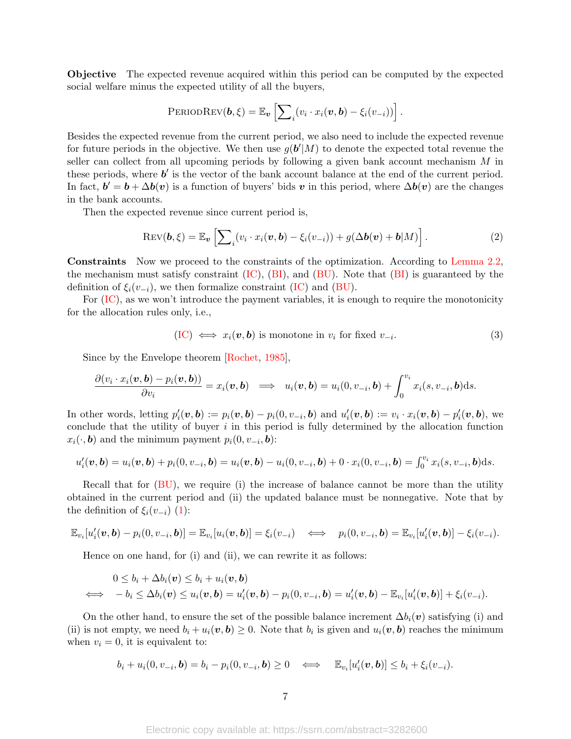**Objective** The expected revenue acquired within this period can be computed by the expected social welfare minus the expected utility of all the buyers,

$$\textsc{PeriodRev}(\boldsymbol{b}, \xi) = \mathbb{E}_{\boldsymbol{v}}\left[\sum\nolimits_i (v_i \cdot x_i(\boldsymbol{v}, \boldsymbol{b}) - \xi_i(v_{-i}))\right].$$

Besides the expected revenue from the current period, we also need to include the expected revenue for future periods in the objective. We then use $g(\boldsymbol{b}'|M)$ to denote the expected total revenue the seller can collect from all upcoming periods by following a given bank account mechanism $M$ in these periods, where $\boldsymbol{b}'$ is the vector of the bank account balance at the end of the current period. In fact, $\boldsymbol{b}' = \boldsymbol{b} + \Delta\boldsymbol{b}(\boldsymbol{v})$ is a function of buyers' bids $\boldsymbol{v}$ in this period, where $\Delta\boldsymbol{b}(\boldsymbol{v})$ are the changes in the bank accounts.

Then the expected revenue since current period is,

$$\textsc{Rev}(\boldsymbol{b}, \xi) = \mathbb{E}_{\boldsymbol{v}}\left[\sum\nolimits_i (v_i \cdot x_i(\boldsymbol{v}, \boldsymbol{b}) - \xi_i(v_{-i})) + g(\Delta\boldsymbol{b}(\boldsymbol{v}) + \boldsymbol{b}|M)\right]. \tag{2}$$

**Constraints** Now we proceed to the constraints of the optimization. According to Lemma 2.2, the mechanism must satisfy constraint (IC), (BI), and (BU). Note that (BI) is guaranteed by the definition of $\xi_i(v_{-i})$, we then formalize constraint (IC) and (BU).

For (IC), as we won't introduce the payment variables, it is enough to require the monotonicity for the allocation rules only, i.e.,

$$\text{(IC)} \iff x_i(\boldsymbol{v}, \boldsymbol{b}) \text{ is monotone in } v_i \text{ for fixed } v_{-i}. \tag{3}$$

Since by the Envelope theorem [Rochet, 1985],

$$\frac{\partial(v_i \cdot x_i(\boldsymbol{v}, \boldsymbol{b}) - p_i(\boldsymbol{v}, \boldsymbol{b}))}{\partial v_i} = x_i(\boldsymbol{v}, \boldsymbol{b}) \implies u_i(\boldsymbol{v}, \boldsymbol{b}) = u_i(0, v_{-i}, \boldsymbol{b}) + \int_0^{v_i} x_i(s, v_{-i}, \boldsymbol{b})\mathrm{d}s.$$

In other words, letting $p_i'(\boldsymbol{v}, \boldsymbol{b}) := p_i(\boldsymbol{v}, \boldsymbol{b}) - p_i(0, v_{-i}, \boldsymbol{b})$ and $u_i'(\boldsymbol{v}, \boldsymbol{b}) := v_i \cdot x_i(\boldsymbol{v}, \boldsymbol{b}) - p_i'(\boldsymbol{v}, \boldsymbol{b})$, we conclude that the utility of buyer $i$ in this period is fully determined by the allocation function $x_i(\cdot, \boldsymbol{b})$ and the minimum payment $p_i(0, v_{-i}, \boldsymbol{b})$:

$$u_i'(\boldsymbol{v}, \boldsymbol{b}) = u_i(\boldsymbol{v}, \boldsymbol{b}) + p_i(0, v_{-i}, \boldsymbol{b}) = u_i(\boldsymbol{v}, \boldsymbol{b}) - u_i(0, v_{-i}, \boldsymbol{b}) + 0 \cdot x_i(0, v_{-i}, \boldsymbol{b}) = \textstyle\int_0^{v_i} x_i(s, v_{-i}, \boldsymbol{b})\mathrm{d}s.$$

Recall that for (BU), we require (i) the increase of balance cannot be more than the utility obtained in the current period and (ii) the updated balance must be nonnegative. Note that by the definition of $\xi_i(v_{-i})$ (1):

$$\mathbb{E}_{v_i}[u_i'(\boldsymbol{v}, \boldsymbol{b}) - p_i(0, v_{-i}, \boldsymbol{b})] = \mathbb{E}_{v_i}[u_i(\boldsymbol{v}, \boldsymbol{b})] = \xi_i(v_{-i}) \iff p_i(0, v_{-i}, \boldsymbol{b}) = \mathbb{E}_{v_i}[u_i'(\boldsymbol{v}, \boldsymbol{b})] - \xi_i(v_{-i}).$$

Hence on one hand, for (i) and (ii), we can rewrite it as follows:

$$\begin{aligned}
&0 \le b_i + \Delta b_i(\boldsymbol{v}) \le b_i + u_i(\boldsymbol{v}, \boldsymbol{b}) \\
\iff\ & -b_i \le \Delta b_i(\boldsymbol{v}) \le u_i(\boldsymbol{v}, \boldsymbol{b}) = u_i'(\boldsymbol{v}, \boldsymbol{b}) - p_i(0, v_{-i}, \boldsymbol{b}) = u_i'(\boldsymbol{v}, \boldsymbol{b}) - \mathbb{E}_{v_i}[u_i'(\boldsymbol{v}, \boldsymbol{b})] + \xi_i(v_{-i}).
\end{aligned}$$

On the other hand, to ensure the set of the possible balance increment $\Delta b_i(\boldsymbol{v})$ satisfying (i) and (ii) is not empty, we need $b_i + u_i(\boldsymbol{v}, \boldsymbol{b}) \ge 0$. Note that $b_i$ is given and $u_i(\boldsymbol{v}, \boldsymbol{b})$ reaches the minimum when $v_i = 0$, it is equivalent to:

$$b_i + u_i(0, v_{-i}, \boldsymbol{b}) = b_i - p_i(0, v_{-i}, \boldsymbol{b}) \ge 0 \iff \mathbb{E}_{v_i}[u_i'(\boldsymbol{v}, \boldsymbol{b})] \le b_i + \xi_i(v_{-i}).$$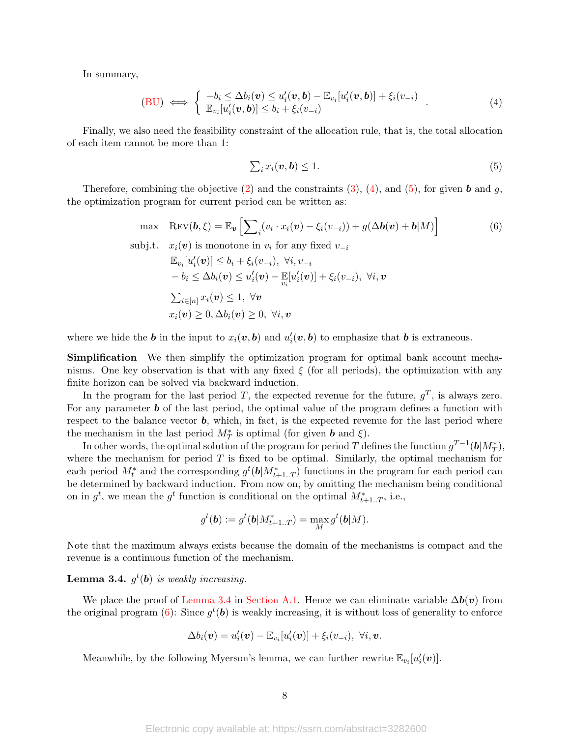In summary,

$$
\text{(BU)} \iff \begin{cases} -b_i \le \Delta b_i(\boldsymbol{v}) \le u_i'(\boldsymbol{v}, \boldsymbol{b}) - \mathbb{E}_{v_i}[u_i'(\boldsymbol{v}, \boldsymbol{b})] + \xi_i(v_{-i}) \\ \mathbb{E}_{v_i}[u_i'(\boldsymbol{v}, \boldsymbol{b})] \le b_i + \xi_i(v_{-i}) \end{cases}. \tag{4}
$$

Finally, we also need the feasibility constraint of the allocation rule, that is, the total allocation of each item cannot be more than 1:

$$
\textstyle\sum_i x_i(\boldsymbol{v}, \boldsymbol{b}) \le 1. \tag{5}
$$

Therefore, combining the objective (2) and the constraints (3), (4), and (5), for given $\boldsymbol{b}$ and $g$, the optimization program for current period can be written as:

$$
\begin{aligned}
\max \quad & \textsc{Rev}(\boldsymbol{b}, \xi) = \mathbb{E}_{\boldsymbol{v}}\left[\textstyle\sum_i (v_i \cdot x_i(\boldsymbol{v}) - \xi_i(v_{-i})) + g(\Delta \boldsymbol{b}(\boldsymbol{v}) + \boldsymbol{b} | M)\right] \\
\text{subj.t.} \quad & x_i(\boldsymbol{v}) \text{ is monotone in } v_i \text{ for any fixed } v_{-i} \\
& \mathbb{E}_{v_i}[u_i'(\boldsymbol{v})] \le b_i + \xi_i(v_{-i}), \ \forall i, v_{-i} \\
& -b_i \le \Delta b_i(\boldsymbol{v}) \le u_i'(\boldsymbol{v}) - \mathop{\mathbb{E}}_{v_i}[u_i'(\boldsymbol{v})] + \xi_i(v_{-i}), \ \forall i, \boldsymbol{v} \\
& \textstyle\sum_{i \in [n]} x_i(\boldsymbol{v}) \le 1, \ \forall \boldsymbol{v} \\
& x_i(\boldsymbol{v}) \ge 0, \Delta b_i(\boldsymbol{v}) \ge 0, \ \forall i, \boldsymbol{v}
\end{aligned} \tag{6}
$$

where we hide the $\boldsymbol{b}$ in the input to $x_i(\boldsymbol{v}, \boldsymbol{b})$ and $u_i'(\boldsymbol{v}, \boldsymbol{b})$ to emphasize that $\boldsymbol{b}$ is extraneous.

**Simplification** We then simplify the optimization program for optimal bank account mechanisms. One key observation is that with any fixed $\xi$ (for all periods), the optimization with any finite horizon can be solved via backward induction.

In the program for the last period $T$, the expected revenue for the future, $g^T$, is always zero. For any parameter $\boldsymbol{b}$ of the last period, the optimal value of the program defines a function with respect to the balance vector $\boldsymbol{b}$, which, in fact, is the expected revenue for the last period where the mechanism in the last period $M_T^*$ is optimal (for given $\boldsymbol{b}$ and $\xi$).

In other words, the optimal solution of the program for period $T$ defines the function $g^{T-1}(\boldsymbol{b}|M_T^*)$, where the mechanism for period $T$ is fixed to be optimal. Similarly, the optimal mechanism for each period $M_t^*$ and the corresponding $g^t(\boldsymbol{b}|M_{t+1..T}^*)$ functions in the program for each period can be determined by backward induction. From now on, by omitting the mechanism being conditional on in $g^t$, we mean the $g^t$ function is conditional on the optimal $M_{t+1..T}^*$, i.e.,

$$
g^t(\boldsymbol{b}) := g^t(\boldsymbol{b}|M_{t+1..T}^*) = \max_M g^t(\boldsymbol{b}|M).
$$

Note that the maximum always exists because the domain of the mechanisms is compact and the revenue is a continuous function of the mechanism.

**Lemma 3.4.** *$g^t(\boldsymbol{b})$ is weakly increasing.*

We place the proof of Lemma 3.4 in Section A.1. Hence we can eliminate variable $\Delta \boldsymbol{b}(\boldsymbol{v})$ from the original program (6): Since $g^t(\boldsymbol{b})$ is weakly increasing, it is without loss of generality to enforce

$$
\Delta b_i(\boldsymbol{v}) = u_i'(\boldsymbol{v}) - \mathbb{E}_{v_i}[u_i'(\boldsymbol{v})] + \xi_i(v_{-i}), \ \forall i, \boldsymbol{v}.
$$

Meanwhile, by the following Myerson's lemma, we can further rewrite $\mathbb{E}_{v_i}[u_i'(\boldsymbol{v})]$.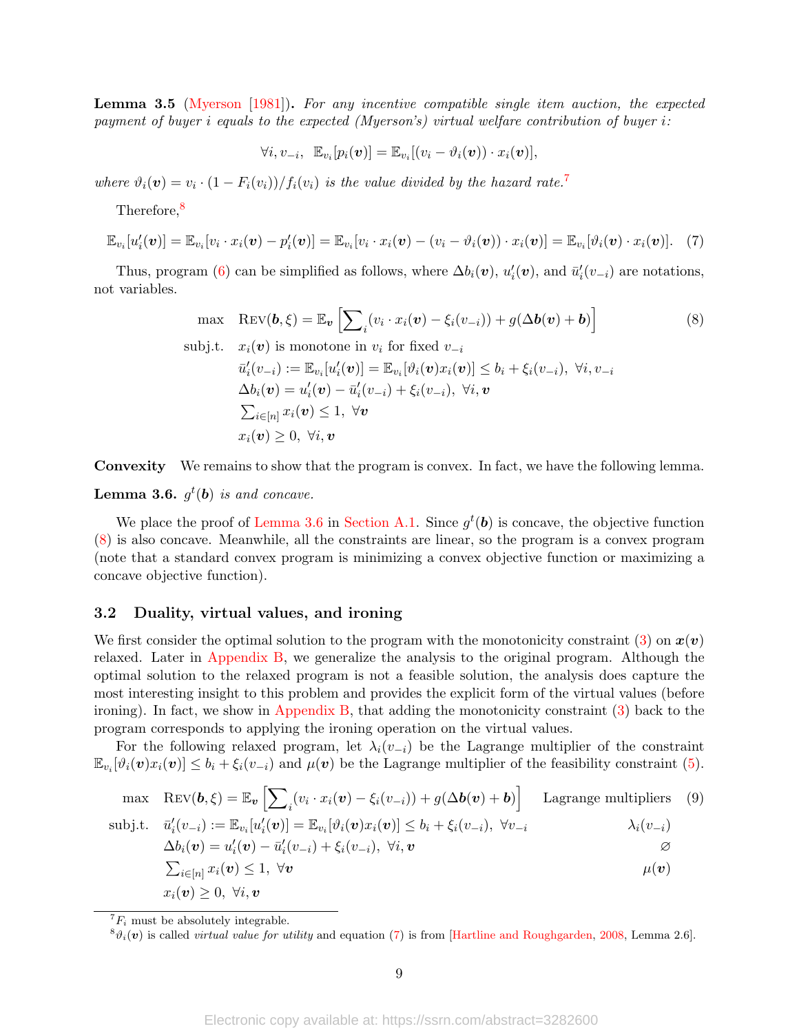**Lemma 3.5** (Myerson [1981]). *For any incentive compatible single item auction, the expected payment of buyer $i$ equals to the expected (Myerson's) virtual welfare contribution of buyer $i$:*

$$\forall i, v_{-i},\ \ \mathbb{E}_{v_i}[p_i(\boldsymbol{v})] = \mathbb{E}_{v_i}[(v_i - \vartheta_i(\boldsymbol{v})) \cdot x_i(\boldsymbol{v})],$$

*where $\vartheta_i(\boldsymbol{v}) = v_i \cdot (1 - F_i(v_i))/f_i(v_i)$ is the value divided by the hazard rate.*[7]

Therefore,[8]

$$\mathbb{E}_{v_i}[u_i'(\boldsymbol{v})] = \mathbb{E}_{v_i}[v_i \cdot x_i(\boldsymbol{v}) - p_i'(\boldsymbol{v})] = \mathbb{E}_{v_i}[v_i \cdot x_i(\boldsymbol{v}) - (v_i - \vartheta_i(\boldsymbol{v})) \cdot x_i(\boldsymbol{v})] = \mathbb{E}_{v_i}[\vartheta_i(\boldsymbol{v}) \cdot x_i(\boldsymbol{v})]. \quad (7)$$

Thus, program (6) can be simplified as follows, where $\Delta b_i(\boldsymbol{v})$, $u_i'(\boldsymbol{v})$, and $\bar{u}_i'(v_{-i})$ are notations, not variables.

$$\begin{aligned}
\max \quad & \textsc{Rev}(\boldsymbol{b}, \xi) = \mathbb{E}_{\boldsymbol{v}}\left[\sum\nolimits_i (v_i \cdot x_i(\boldsymbol{v}) - \xi_i(v_{-i})) + g(\Delta \boldsymbol{b}(\boldsymbol{v}) + \boldsymbol{b})\right] \quad\quad (8)\\
\text{subj.t.} \quad & x_i(\boldsymbol{v}) \text{ is monotone in } v_i \text{ for fixed } v_{-i}\\
& \bar{u}_i'(v_{-i}) := \mathbb{E}_{v_i}[u_i'(\boldsymbol{v})] = \mathbb{E}_{v_i}[\vartheta_i(\boldsymbol{v}) x_i(\boldsymbol{v})] \le b_i + \xi_i(v_{-i}),\ \forall i, v_{-i}\\
& \Delta b_i(\boldsymbol{v}) = u_i'(\boldsymbol{v}) - \bar{u}_i'(v_{-i}) + \xi_i(v_{-i}),\ \forall i, \boldsymbol{v}\\
& \sum\nolimits_{i \in [n]} x_i(\boldsymbol{v}) \le 1,\ \forall \boldsymbol{v}\\
& x_i(\boldsymbol{v}) \ge 0,\ \forall i, \boldsymbol{v}
\end{aligned}$$

**Convexity** We remains to show that the program is convex. In fact, we have the following lemma.

**Lemma 3.6.** *$g^t(\boldsymbol{b})$ is and concave.*

We place the proof of Lemma 3.6 in Section A.1. Since $g^t(\boldsymbol{b})$ is concave, the objective function (8) is also concave. Meanwhile, all the constraints are linear, so the program is a convex program (note that a standard convex program is minimizing a convex objective function or maximizing a concave objective function).

### 3.2 Duality, virtual values, and ironing

We first consider the optimal solution to the program with the monotonicity constraint (3) on $\boldsymbol{x}(\boldsymbol{v})$ relaxed. Later in Appendix B, we generalize the analysis to the original program. Although the optimal solution to the relaxed program is not a feasible solution, the analysis does capture the most interesting insight to this problem and provides the explicit form of the virtual values (before ironing). In fact, we show in Appendix B, that adding the monotonicity constraint (3) back to the program corresponds to applying the ironing operation on the virtual values.

For the following relaxed program, let $\lambda_i(v_{-i})$ be the Lagrange multiplier of the constraint $\mathbb{E}_{v_i}[\vartheta_i(\boldsymbol{v}) x_i(\boldsymbol{v})] \le b_i + \xi_i(v_{-i})$ and $\mu(\boldsymbol{v})$ be the Lagrange multiplier of the feasibility constraint (5).

$$\begin{aligned}
\max \quad & \textsc{Rev}(\boldsymbol{b}, \xi) = \mathbb{E}_{\boldsymbol{v}}\left[\sum\nolimits_i (v_i \cdot x_i(\boldsymbol{v}) - \xi_i(v_{-i})) + g(\Delta \boldsymbol{b}(\boldsymbol{v}) + \boldsymbol{b})\right] && \text{Lagrange multipliers} \quad (9)\\
\text{subj.t.} \quad & \bar{u}_i'(v_{-i}) := \mathbb{E}_{v_i}[u_i'(\boldsymbol{v})] = \mathbb{E}_{v_i}[\vartheta_i(\boldsymbol{v}) x_i(\boldsymbol{v})] \le b_i + \xi_i(v_{-i}),\ \forall v_{-i} && \lambda_i(v_{-i})\\
& \Delta b_i(\boldsymbol{v}) = u_i'(\boldsymbol{v}) - \bar{u}_i'(v_{-i}) + \xi_i(v_{-i}),\ \forall i, \boldsymbol{v} && \varnothing\\
& \sum\nolimits_{i \in [n]} x_i(\boldsymbol{v}) \le 1,\ \forall \boldsymbol{v} && \mu(\boldsymbol{v})\\
& x_i(\boldsymbol{v}) \ge 0,\ \forall i, \boldsymbol{v}
\end{aligned}$$

[7] $F_i$ must be absolutely integrable.

[8] $\vartheta_i(\boldsymbol{v})$ is called *virtual value for utility* and equation (7) is from [Hartline and Roughgarden, 2008, Lemma 2.6].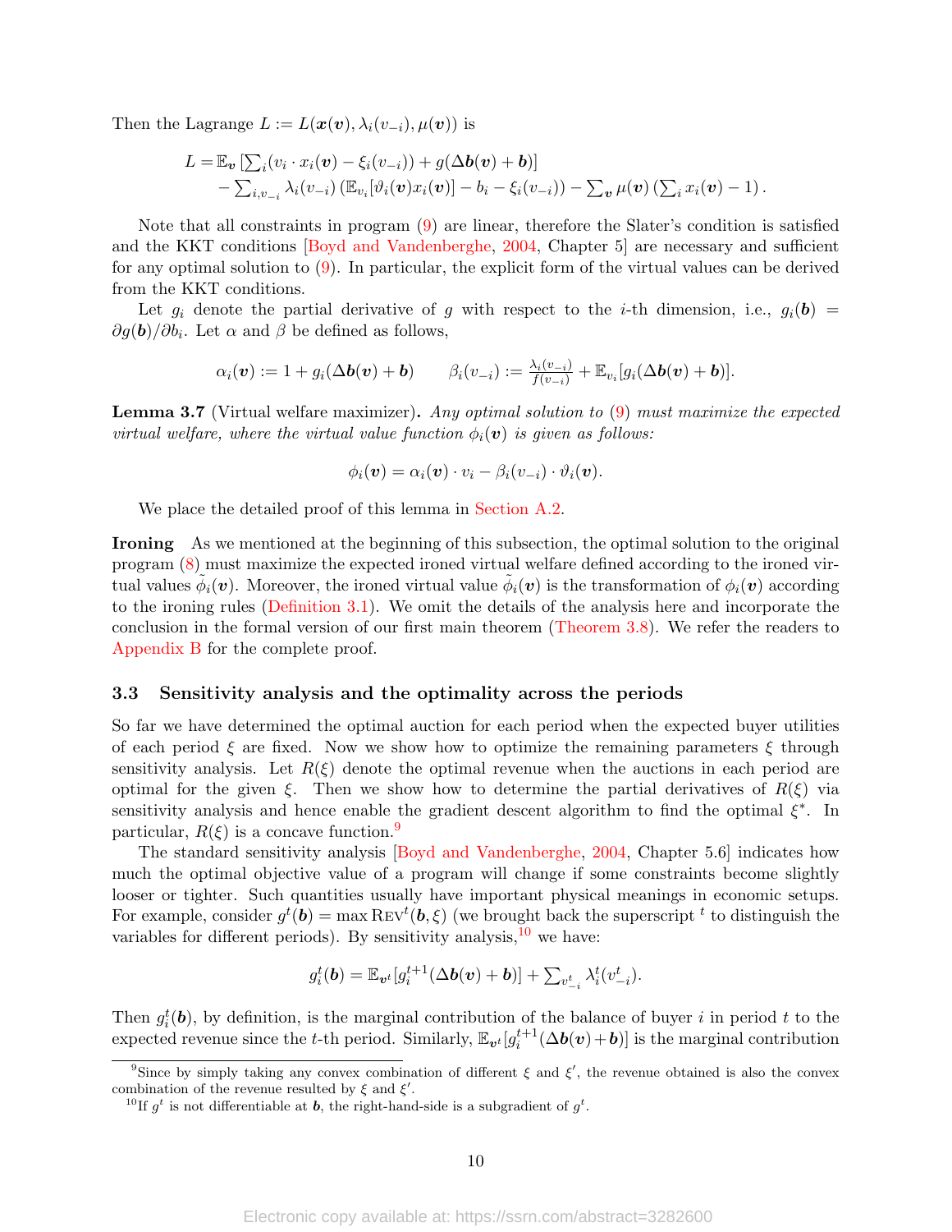Then the Lagrange $L := L(\boldsymbol{x}(\boldsymbol{v}), \lambda_i(v_{-i}), \mu(\boldsymbol{v}))$ is

$$
\begin{aligned}
L = & \, \mathbb{E}_{\boldsymbol{v}} \left[ \textstyle\sum_i (v_i \cdot x_i(\boldsymbol{v}) - \xi_i(v_{-i})) + g(\Delta \boldsymbol{b}(\boldsymbol{v}) + \boldsymbol{b}) \right] \\
& - \textstyle\sum_{i, v_{-i}} \lambda_i(v_{-i}) \left( \mathbb{E}_{v_i}[\vartheta_i(\boldsymbol{v}) x_i(\boldsymbol{v})] - b_i - \xi_i(v_{-i}) \right) - \sum_{\boldsymbol{v}} \mu(\boldsymbol{v}) \left( \sum_i x_i(\boldsymbol{v}) - 1 \right).
\end{aligned}
$$

Note that all constraints in program (9) are linear, therefore the Slater's condition is satisfied and the KKT conditions [Boyd and Vandenberghe, 2004, Chapter 5] are necessary and sufficient for any optimal solution to (9). In particular, the explicit form of the virtual values can be derived from the KKT conditions.

Let $g_i$ denote the partial derivative of $g$ with respect to the $i$-th dimension, i.e., $g_i(\boldsymbol{b}) = \partial g(\boldsymbol{b}) / \partial b_i$. Let $\alpha$ and $\beta$ be defined as follows,

$$
\alpha_i(\boldsymbol{v}) := 1 + g_i(\Delta \boldsymbol{b}(\boldsymbol{v}) + \boldsymbol{b}) \qquad \beta_i(v_{-i}) := \tfrac{\lambda_i(v_{-i})}{f(v_{-i})} + \mathbb{E}_{v_i}[g_i(\Delta \boldsymbol{b}(\boldsymbol{v}) + \boldsymbol{b})].
$$

**Lemma 3.7** (Virtual welfare maximizer)**.** *Any optimal solution to (9) must maximize the expected virtual welfare, where the virtual value function $\phi_i(\boldsymbol{v})$ is given as follows:*

$$
\phi_i(\boldsymbol{v}) = \alpha_i(\boldsymbol{v}) \cdot v_i - \beta_i(v_{-i}) \cdot \vartheta_i(\boldsymbol{v}).
$$

We place the detailed proof of this lemma in Section A.2.

**Ironing** As we mentioned at the beginning of this subsection, the optimal solution to the original program (8) must maximize the expected ironed virtual welfare defined according to the ironed virtual values $\tilde{\phi}_i(\boldsymbol{v})$. Moreover, the ironed virtual value $\tilde{\phi}_i(\boldsymbol{v})$ is the transformation of $\phi_i(\boldsymbol{v})$ according to the ironing rules (Definition 3.1). We omit the details of the analysis here and incorporate the conclusion in the formal version of our first main theorem (Theorem 3.8). We refer the readers to Appendix B for the complete proof.

### 3.3 Sensitivity analysis and the optimality across the periods

So far we have determined the optimal auction for each period when the expected buyer utilities of each period $\xi$ are fixed. Now we show how to optimize the remaining parameters $\xi$ through sensitivity analysis. Let $R(\xi)$ denote the optimal revenue when the auctions in each period are optimal for the given $\xi$. Then we show how to determine the partial derivatives of $R(\xi)$ via sensitivity analysis and hence enable the gradient descent algorithm to find the optimal $\xi^*$. In particular, $R(\xi)$ is a concave function.[9]

The standard sensitivity analysis [Boyd and Vandenberghe, 2004, Chapter 5.6] indicates how much the optimal objective value of a program will change if some constraints become slightly looser or tighter. Such quantities usually have important physical meanings in economic setups. For example, consider $g^t(\boldsymbol{b}) = \max \textsc{Rev}^t(\boldsymbol{b}, \xi)$ (we brought back the superscript $^t$ to distinguish the variables for different periods). By sensitivity analysis,[10] we have:

$$
g_i^t(\boldsymbol{b}) = \mathbb{E}_{\boldsymbol{v}^t}[g_i^{t+1}(\Delta \boldsymbol{b}(\boldsymbol{v}) + \boldsymbol{b})] + \textstyle\sum_{v_{-i}^t} \lambda_i^t(v_{-i}^t).
$$

Then $g_i^t(\boldsymbol{b})$, by definition, is the marginal contribution of the balance of buyer $i$ in period $t$ to the expected revenue since the $t$-th period. Similarly, $\mathbb{E}_{\boldsymbol{v}^t}[g_i^{t+1}(\Delta \boldsymbol{b}(\boldsymbol{v}) + \boldsymbol{b})]$ is the marginal contribution

[9] Since by simply taking any convex combination of different $\xi$ and $\xi'$, the revenue obtained is also the convex combination of the revenue resulted by $\xi$ and $\xi'$.

[10] If $g^t$ is not differentiable at $\boldsymbol{b}$, the right-hand-side is a subgradient of $g^t$.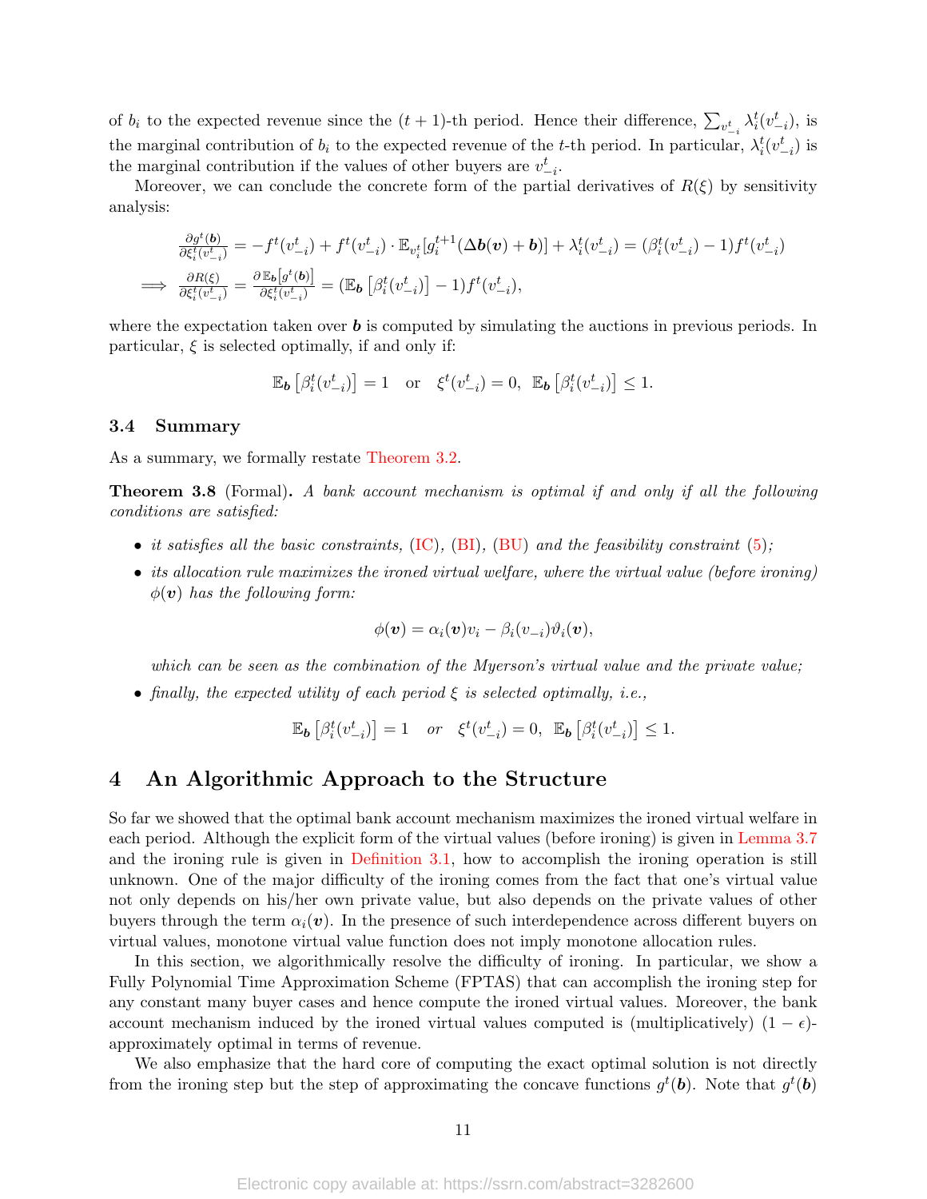of $b_i$ to the expected revenue since the $(t+1)$-th period. Hence their difference, $\sum_{v_{-i}^t} \lambda_i^t(v_{-i}^t)$, is the marginal contribution of $b_i$ to the expected revenue of the $t$-th period. In particular, $\lambda_i^t(v_{-i}^t)$ is the marginal contribution if the values of other buyers are $v_{-i}^t$.

Moreover, we can conclude the concrete form of the partial derivatives of $R(\xi)$ by sensitivity analysis:

$$
\begin{aligned}
&\tfrac{\partial g^t(\boldsymbol{b})}{\partial \xi_i^t(v_{-i}^t)} = -f^t(v_{-i}^t) + f^t(v_{-i}^t) \cdot \mathbb{E}_{v_i^t}[g_i^{t+1}(\Delta \boldsymbol{b}(\boldsymbol{v}) + \boldsymbol{b})] + \lambda_i^t(v_{-i}^t) = (\beta_i^t(v_{-i}^t) - 1) f^t(v_{-i}^t) \\
\implies &\tfrac{\partial R(\xi)}{\partial \xi_i^t(v_{-i}^t)} = \tfrac{\partial \mathbb{E}_{\boldsymbol{b}}\left[g^t(\boldsymbol{b})\right]}{\partial \xi_i^t(v_{-i}^t)} = (\mathbb{E}_{\boldsymbol{b}}\left[\beta_i^t(v_{-i}^t)\right] - 1) f^t(v_{-i}^t),
\end{aligned}
$$

where the expectation taken over $\boldsymbol{b}$ is computed by simulating the auctions in previous periods. In particular, $\xi$ is selected optimally, if and only if:

$$
\mathbb{E}_{\boldsymbol{b}}\left[\beta_i^t(v_{-i}^t)\right] = 1 \quad \text{or} \quad \xi^t(v_{-i}^t) = 0,\ \ \mathbb{E}_{\boldsymbol{b}}\left[\beta_i^t(v_{-i}^t)\right] \leq 1.
$$

### 3.4 Summary

As a summary, we formally restate Theorem 3.2.

**Theorem 3.8** (Formal)**.** *A bank account mechanism is optimal if and only if all the following conditions are satisfied:*

- *it satisfies all the basic constraints, (IC), (BI), (BU) and the feasibility constraint (5);*
- *its allocation rule maximizes the ironed virtual welfare, where the virtual value (before ironing) $\phi(\boldsymbol{v})$ has the following form:*

$$
\phi(\boldsymbol{v}) = \alpha_i(\boldsymbol{v}) v_i - \beta_i(v_{-i}) \vartheta_i(\boldsymbol{v}),
$$

*which can be seen as the combination of the Myerson's virtual value and the private value;*

- *finally, the expected utility of each period $\xi$ is selected optimally, i.e.,*

$$
\mathbb{E}_{\boldsymbol{b}}\left[\beta_i^t(v_{-i}^t)\right] = 1 \quad \text{or} \quad \xi^t(v_{-i}^t) = 0,\ \ \mathbb{E}_{\boldsymbol{b}}\left[\beta_i^t(v_{-i}^t)\right] \leq 1.
$$

## 4 An Algorithmic Approach to the Structure

So far we showed that the optimal bank account mechanism maximizes the ironed virtual welfare in each period. Although the explicit form of the virtual values (before ironing) is given in Lemma 3.7 and the ironing rule is given in Definition 3.1, how to accomplish the ironing operation is still unknown. One of the major difficulty of the ironing comes from the fact that one's virtual value not only depends on his/her own private value, but also depends on the private values of other buyers through the term $\alpha_i(\boldsymbol{v})$. In the presence of such interdependence across different buyers on virtual values, monotone virtual value function does not imply monotone allocation rules.

In this section, we algorithmically resolve the difficulty of ironing. In particular, we show a Fully Polynomial Time Approximation Scheme (FPTAS) that can accomplish the ironing step for any constant many buyer cases and hence compute the ironed virtual values. Moreover, the bank account mechanism induced by the ironed virtual values computed is (multiplicatively) $(1-\epsilon)$-approximately optimal in terms of revenue.

We also emphasize that the hard core of computing the exact optimal solution is not directly from the ironing step but the step of approximating the concave functions $g^t(\boldsymbol{b})$. Note that $g^t(\boldsymbol{b})$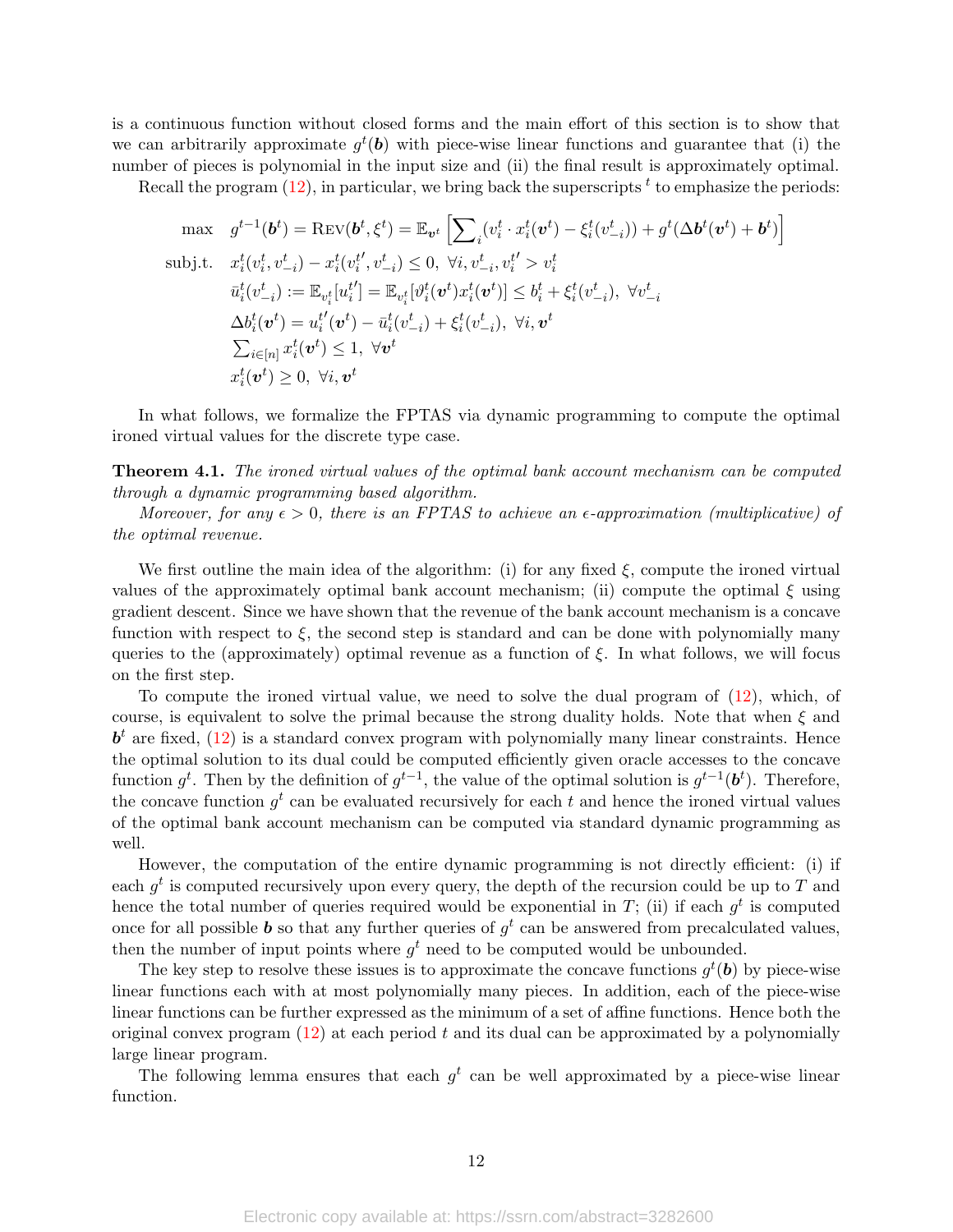is a continuous function without closed forms and the main effort of this section is to show that we can arbitrarily approximate $g^t(\boldsymbol{b})$ with piece-wise linear functions and guarantee that (i) the number of pieces is polynomial in the input size and (ii) the final result is approximately optimal.

Recall the program (12), in particular, we bring back the superscripts $^t$ to emphasize the periods:

$$
\begin{aligned}
\max \quad & g^{t-1}(\boldsymbol{b}^t) = \textsc{Rev}(\boldsymbol{b}^t, \xi^t) = \mathbb{E}_{\boldsymbol{v}^t}\left[\sum\nolimits_i (v_i^t \cdot x_i^t(\boldsymbol{v}^t) - \xi_i^t(v_{-i}^t)) + g^t(\Delta \boldsymbol{b}^t(\boldsymbol{v}^t) + \boldsymbol{b}^t)\right] \\
\text{subj.t.} \quad & x_i^t(v_i^t, v_{-i}^t) - x_i^t(v_i^{t\prime}, v_{-i}^t) \le 0, \ \forall i, v_{-i}^t, v_i^{t\prime} > v_i^t \\
& \bar{u}_i^t(v_{-i}^t) := \mathbb{E}_{v_i^t}[u_i^{t\prime}] = \mathbb{E}_{v_i^t}[\vartheta_i^t(\boldsymbol{v}^t) x_i^t(\boldsymbol{v}^t)] \le b_i^t + \xi_i^t(v_{-i}^t), \ \forall v_{-i}^t \\
& \Delta b_i^t(\boldsymbol{v}^t) = u_i^{t\prime}(\boldsymbol{v}^t) - \bar{u}_i^t(v_{-i}^t) + \xi_i^t(v_{-i}^t), \ \forall i, \boldsymbol{v}^t \\
& \sum\nolimits_{i \in [n]} x_i^t(\boldsymbol{v}^t) \le 1, \ \forall \boldsymbol{v}^t \\
& x_i^t(\boldsymbol{v}^t) \ge 0, \ \forall i, \boldsymbol{v}^t
\end{aligned}
$$

In what follows, we formalize the FPTAS via dynamic programming to compute the optimal ironed virtual values for the discrete type case.

**Theorem 4.1.** *The ironed virtual values of the optimal bank account mechanism can be computed through a dynamic programming based algorithm.*

*Moreover, for any $\epsilon > 0$, there is an FPTAS to achieve an $\epsilon$-approximation (multiplicative) of the optimal revenue.*

We first outline the main idea of the algorithm: (i) for any fixed $\xi$, compute the ironed virtual values of the approximately optimal bank account mechanism; (ii) compute the optimal $\xi$ using gradient descent. Since we have shown that the revenue of the bank account mechanism is a concave function with respect to $\xi$, the second step is standard and can be done with polynomially many queries to the (approximately) optimal revenue as a function of $\xi$. In what follows, we will focus on the first step.

To compute the ironed virtual value, we need to solve the dual program of (12), which, of course, is equivalent to solve the primal because the strong duality holds. Note that when $\xi$ and $\boldsymbol{b}^t$ are fixed, (12) is a standard convex program with polynomially many linear constraints. Hence the optimal solution to its dual could be computed efficiently given oracle accesses to the concave function $g^t$. Then by the definition of $g^{t-1}$, the value of the optimal solution is $g^{t-1}(\boldsymbol{b}^t)$. Therefore, the concave function $g^t$ can be evaluated recursively for each $t$ and hence the ironed virtual values of the optimal bank account mechanism can be computed via standard dynamic programming as well.

However, the computation of the entire dynamic programming is not directly efficient: (i) if each $g^t$ is computed recursively upon every query, the depth of the recursion could be up to $T$ and hence the total number of queries required would be exponential in $T$; (ii) if each $g^t$ is computed once for all possible $\boldsymbol{b}$ so that any further queries of $g^t$ can be answered from precalculated values, then the number of input points where $g^t$ need to be computed would be unbounded.

The key step to resolve these issues is to approximate the concave functions $g^t(\boldsymbol{b})$ by piece-wise linear functions each with at most polynomially many pieces. In addition, each of the piece-wise linear functions can be further expressed as the minimum of a set of affine functions. Hence both the original convex program (12) at each period $t$ and its dual can be approximated by a polynomially large linear program.

The following lemma ensures that each $g^t$ can be well approximated by a piece-wise linear function.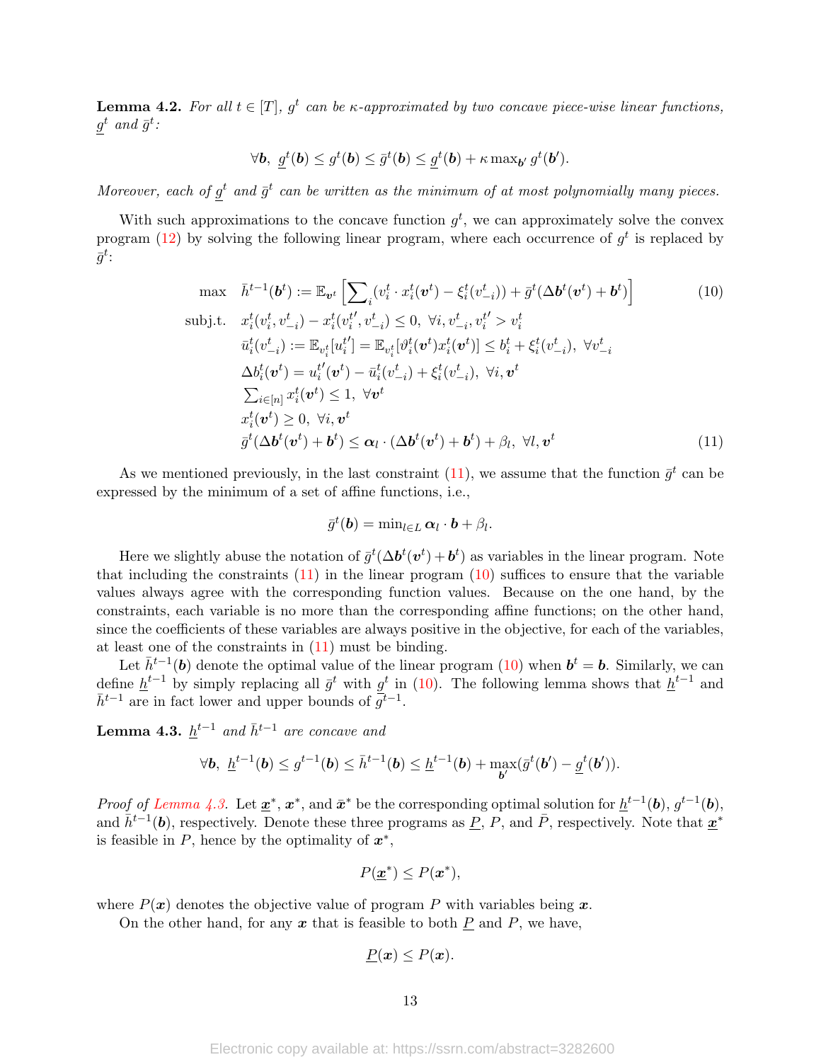**Lemma 4.2.** *For all $t \in [T]$, $g^t$ can be $\kappa$-approximated by two concave piece-wise linear functions, $\underline{g}^t$ and $\bar{g}^t$:*

$$\forall \boldsymbol{b},\ \underline{g}^t(\boldsymbol{b}) \le g^t(\boldsymbol{b}) \le \bar{g}^t(\boldsymbol{b}) \le \underline{g}^t(\boldsymbol{b}) + \kappa \max_{\boldsymbol{b}'} g^t(\boldsymbol{b}').$$

*Moreover, each of $\underline{g}^t$ and $\bar{g}^t$ can be written as the minimum of at most polynomially many pieces.*

With such approximations to the concave function $g^t$, we can approximately solve the convex program (12) by solving the following linear program, where each occurrence of $g^t$ is replaced by $\bar{g}^t$:

$$\begin{aligned}
\max \quad & \bar{h}^{t-1}(\boldsymbol{b}^t) := \mathbb{E}_{\boldsymbol{v}^t}\left[\sum_i (v_i^t \cdot x_i^t(\boldsymbol{v}^t) - \xi_i^t(v_{-i}^t)) + \bar{g}^t(\Delta \boldsymbol{b}^t(\boldsymbol{v}^t) + \boldsymbol{b}^t)\right] && (10)\\
\text{subj.t.} \quad & x_i^t(v_i^t, v_{-i}^t) - x_i^t(v_i^{t\prime}, v_{-i}^t) \le 0,\ \forall i, v_{-i}^t, v_i^{t\prime} > v_i^t \\
& \bar{u}_i^t(v_{-i}^t) := \mathbb{E}_{v_i^t}[u_i^{t\prime}] = \mathbb{E}_{v_i^t}[\vartheta_i^t(\boldsymbol{v}^t) x_i^t(\boldsymbol{v}^t)] \le b_i^t + \xi_i^t(v_{-i}^t),\ \forall v_{-i}^t \\
& \Delta b_i^t(\boldsymbol{v}^t) = u_i^{t\prime}(\boldsymbol{v}^t) - \bar{u}_i^t(v_{-i}^t) + \xi_i^t(v_{-i}^t),\ \forall i, \boldsymbol{v}^t \\
& \textstyle\sum_{i \in [n]} x_i^t(\boldsymbol{v}^t) \le 1,\ \forall \boldsymbol{v}^t \\
& x_i^t(\boldsymbol{v}^t) \ge 0,\ \forall i, \boldsymbol{v}^t \\
& \bar{g}^t(\Delta \boldsymbol{b}^t(\boldsymbol{v}^t) + \boldsymbol{b}^t) \le \boldsymbol{\alpha}_l \cdot (\Delta \boldsymbol{b}^t(\boldsymbol{v}^t) + \boldsymbol{b}^t) + \beta_l,\ \forall l, \boldsymbol{v}^t && (11)
\end{aligned}$$

As we mentioned previously, in the last constraint (11), we assume that the function $\bar{g}^t$ can be expressed by the minimum of a set of affine functions, i.e.,

$$\bar{g}^t(\boldsymbol{b}) = \min_{l \in L} \boldsymbol{\alpha}_l \cdot \boldsymbol{b} + \beta_l.$$

Here we slightly abuse the notation of $\bar{g}^t(\Delta \boldsymbol{b}^t(\boldsymbol{v}^t) + \boldsymbol{b}^t)$ as variables in the linear program. Note that including the constraints (11) in the linear program (10) suffices to ensure that the variable values always agree with the corresponding function values. Because on the one hand, by the constraints, each variable is no more than the corresponding affine functions; on the other hand, since the coefficients of these variables are always positive in the objective, for each of the variables, at least one of the constraints in (11) must be binding.

Let $\bar{h}^{t-1}(\boldsymbol{b})$ denote the optimal value of the linear program (10) when $\boldsymbol{b}^t = \boldsymbol{b}$. Similarly, we can define $\underline{h}^{t-1}$ by simply replacing all $\bar{g}^t$ with $\underline{g}^t$ in (10). The following lemma shows that $\underline{h}^{t-1}$ and $\bar{h}^{t-1}$ are in fact lower and upper bounds of $g^{t-1}$.

**Lemma 4.3.** *$\underline{h}^{t-1}$ and $\bar{h}^{t-1}$ are concave and*

$$\forall \boldsymbol{b},\ \underline{h}^{t-1}(\boldsymbol{b}) \le g^{t-1}(\boldsymbol{b}) \le \bar{h}^{t-1}(\boldsymbol{b}) \le \underline{h}^{t-1}(\boldsymbol{b}) + \max_{\boldsymbol{b}'}(\bar{g}^t(\boldsymbol{b}') - \underline{g}^t(\boldsymbol{b}')).$$

*Proof of Lemma 4.3.* Let $\underline{\boldsymbol{x}}^*$, $\boldsymbol{x}^*$, and $\bar{\boldsymbol{x}}^*$ be the corresponding optimal solution for $\underline{h}^{t-1}(\boldsymbol{b})$, $g^{t-1}(\boldsymbol{b})$, and $\bar{h}^{t-1}(\boldsymbol{b})$, respectively. Denote these three programs as $\underline{P}$, $P$, and $\bar{P}$, respectively. Note that $\underline{\boldsymbol{x}}^*$ is feasible in $P$, hence by the optimality of $\boldsymbol{x}^*$,

$$P(\underline{\boldsymbol{x}}^*) \le P(\boldsymbol{x}^*),$$

where $P(\boldsymbol{x})$ denotes the objective value of program $P$ with variables being $\boldsymbol{x}$.

On the other hand, for any $\boldsymbol{x}$ that is feasible to both $\underline{P}$ and $P$, we have,

$$\underline{P}(\boldsymbol{x}) \le P(\boldsymbol{x}).$$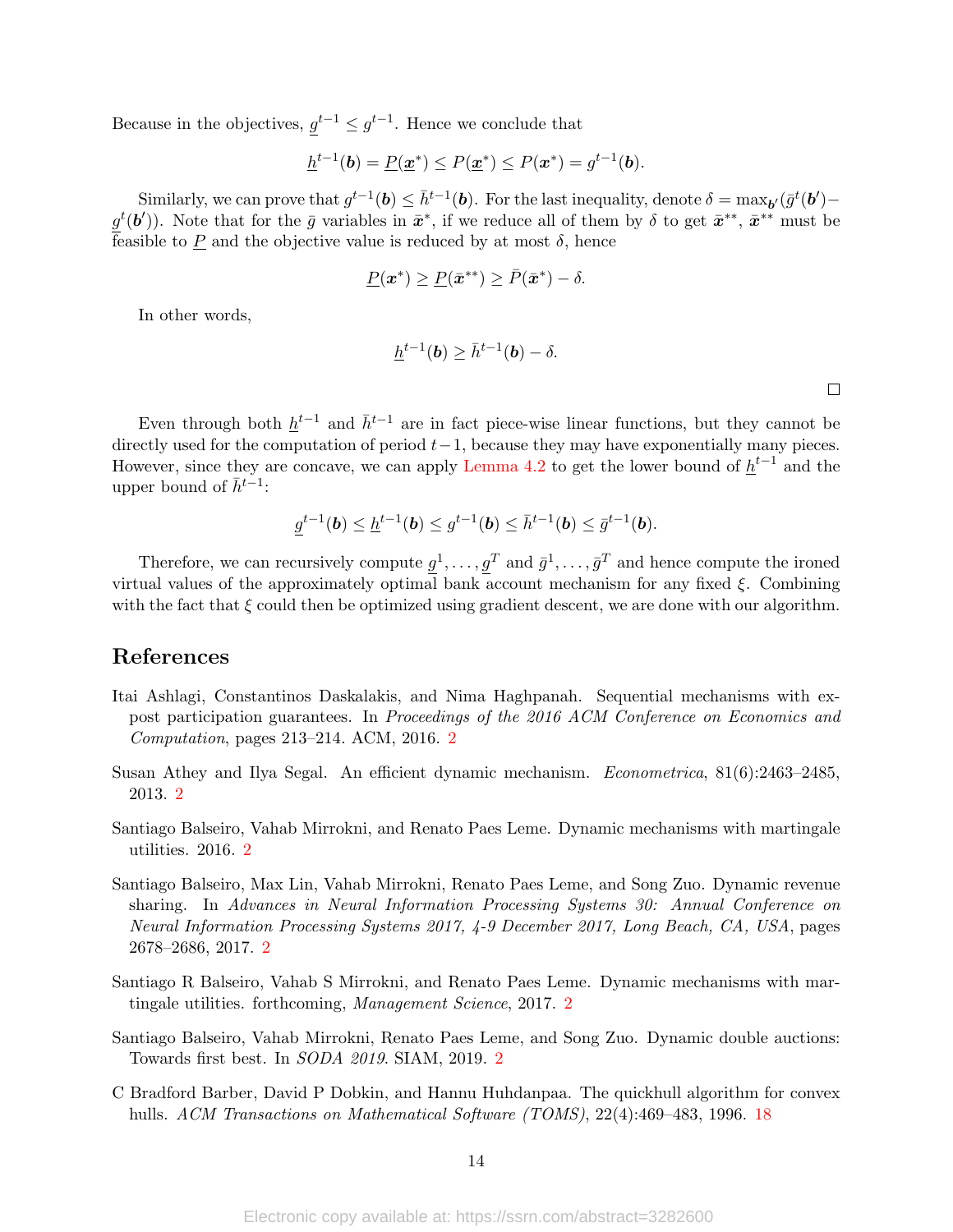Because in the objectives, $\underline{g}^{t-1} \leq g^{t-1}$. Hence we conclude that

$$\underline{h}^{t-1}(\boldsymbol{b}) = \underline{P}(\underline{\boldsymbol{x}}^*) \leq P(\underline{\boldsymbol{x}}^*) \leq P(\boldsymbol{x}^*) = g^{t-1}(\boldsymbol{b}).$$

Similarly, we can prove that $g^{t-1}(\boldsymbol{b}) \leq \bar{h}^{t-1}(\boldsymbol{b})$. For the last inequality, denote $\delta = \max_{\boldsymbol{b}'}(\bar{g}^t(\boldsymbol{b}') - \underline{g}^t(\boldsymbol{b}'))$. Note that for the $\bar{g}$ variables in $\bar{\boldsymbol{x}}^*$, if we reduce all of them by $\delta$ to get $\bar{\boldsymbol{x}}^{**}$, $\bar{\boldsymbol{x}}^{**}$ must be feasible to $\underline{P}$ and the objective value is reduced by at most $\delta$, hence

$$\underline{P}(\boldsymbol{x}^*) \geq \underline{P}(\bar{\boldsymbol{x}}^{**}) \geq \bar{P}(\bar{\boldsymbol{x}}^*) - \delta.$$

In other words,

$$\underline{h}^{t-1}(\boldsymbol{b}) \geq \bar{h}^{t-1}(\boldsymbol{b}) - \delta.$$

□

Even through both $\underline{h}^{t-1}$ and $\bar{h}^{t-1}$ are in fact piece-wise linear functions, but they cannot be directly used for the computation of period $t-1$, because they may have exponentially many pieces. However, since they are concave, we can apply Lemma 4.2 to get the lower bound of $\underline{h}^{t-1}$ and the upper bound of $\bar{h}^{t-1}$:

$$\underline{g}^{t-1}(\boldsymbol{b}) \leq \underline{h}^{t-1}(\boldsymbol{b}) \leq g^{t-1}(\boldsymbol{b}) \leq \bar{h}^{t-1}(\boldsymbol{b}) \leq \bar{g}^{t-1}(\boldsymbol{b}).$$

Therefore, we can recursively compute $\underline{g}^1, \ldots, \underline{g}^T$ and $\bar{g}^1, \ldots, \bar{g}^T$ and hence compute the ironed virtual values of the approximately optimal bank account mechanism for any fixed $\xi$. Combining with the fact that $\xi$ could then be optimized using gradient descent, we are done with our algorithm.

## References

Itai Ashlagi, Constantinos Daskalakis, and Nima Haghpanah. Sequential mechanisms with ex-post participation guarantees. In *Proceedings of the 2016 ACM Conference on Economics and Computation*, pages 213–214. ACM, 2016. 2

Susan Athey and Ilya Segal. An efficient dynamic mechanism. *Econometrica*, 81(6):2463–2485, 2013. 2

Santiago Balseiro, Vahab Mirrokni, and Renato Paes Leme. Dynamic mechanisms with martingale utilities. 2016. 2

Santiago Balseiro, Max Lin, Vahab Mirrokni, Renato Paes Leme, and Song Zuo. Dynamic revenue sharing. In *Advances in Neural Information Processing Systems 30: Annual Conference on Neural Information Processing Systems 2017, 4-9 December 2017, Long Beach, CA, USA*, pages 2678–2686, 2017. 2

Santiago R Balseiro, Vahab S Mirrokni, and Renato Paes Leme. Dynamic mechanisms with martingale utilities. forthcoming, *Management Science*, 2017. 2

Santiago Balseiro, Vahab Mirrokni, Renato Paes Leme, and Song Zuo. Dynamic double auctions: Towards first best. In *SODA 2019*. SIAM, 2019. 2

C Bradford Barber, David P Dobkin, and Hannu Huhdanpaa. The quickhull algorithm for convex hulls. *ACM Transactions on Mathematical Software (TOMS)*, 22(4):469–483, 1996. 18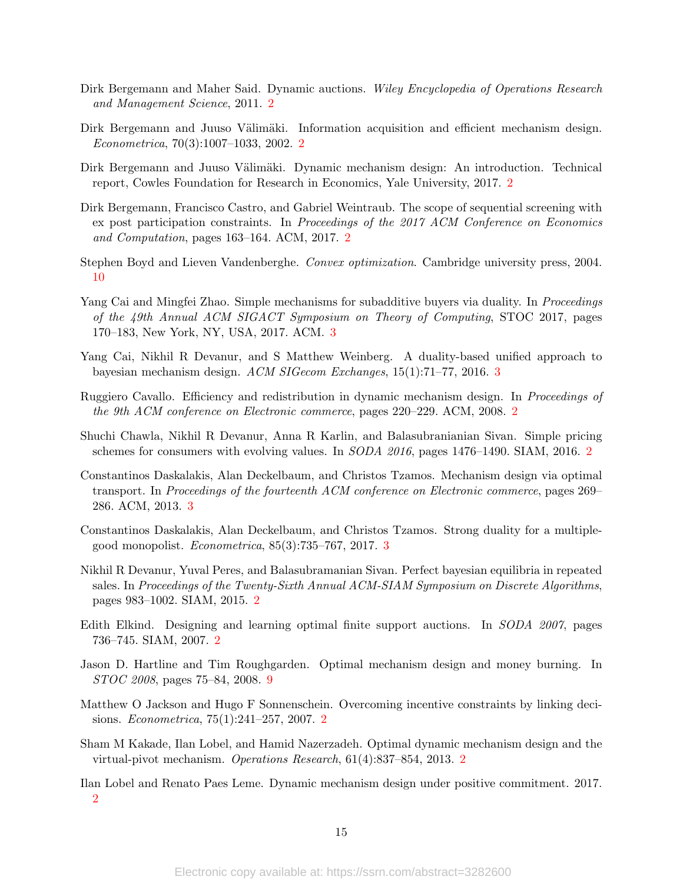Dirk Bergemann and Maher Said. Dynamic auctions. *Wiley Encyclopedia of Operations Research and Management Science*, 2011. 2

Dirk Bergemann and Juuso Välimäki. Information acquisition and efficient mechanism design. *Econometrica*, 70(3):1007–1033, 2002. 2

Dirk Bergemann and Juuso Välimäki. Dynamic mechanism design: An introduction. Technical report, Cowles Foundation for Research in Economics, Yale University, 2017. 2

Dirk Bergemann, Francisco Castro, and Gabriel Weintraub. The scope of sequential screening with ex post participation constraints. In *Proceedings of the 2017 ACM Conference on Economics and Computation*, pages 163–164. ACM, 2017. 2

Stephen Boyd and Lieven Vandenberghe. *Convex optimization*. Cambridge university press, 2004. 10

Yang Cai and Mingfei Zhao. Simple mechanisms for subadditive buyers via duality. In *Proceedings of the 49th Annual ACM SIGACT Symposium on Theory of Computing*, STOC 2017, pages 170–183, New York, NY, USA, 2017. ACM. 3

Yang Cai, Nikhil R Devanur, and S Matthew Weinberg. A duality-based unified approach to bayesian mechanism design. *ACM SIGecom Exchanges*, 15(1):71–77, 2016. 3

Ruggiero Cavallo. Efficiency and redistribution in dynamic mechanism design. In *Proceedings of the 9th ACM conference on Electronic commerce*, pages 220–229. ACM, 2008. 2

Shuchi Chawla, Nikhil R Devanur, Anna R Karlin, and Balasubranianian Sivan. Simple pricing schemes for consumers with evolving values. In *SODA 2016*, pages 1476–1490. SIAM, 2016. 2

Constantinos Daskalakis, Alan Deckelbaum, and Christos Tzamos. Mechanism design via optimal transport. In *Proceedings of the fourteenth ACM conference on Electronic commerce*, pages 269–286. ACM, 2013. 3

Constantinos Daskalakis, Alan Deckelbaum, and Christos Tzamos. Strong duality for a multiple-good monopolist. *Econometrica*, 85(3):735–767, 2017. 3

Nikhil R Devanur, Yuval Peres, and Balasubramanian Sivan. Perfect bayesian equilibria in repeated sales. In *Proceedings of the Twenty-Sixth Annual ACM-SIAM Symposium on Discrete Algorithms*, pages 983–1002. SIAM, 2015. 2

Edith Elkind. Designing and learning optimal finite support auctions. In *SODA 2007*, pages 736–745. SIAM, 2007. 2

Jason D. Hartline and Tim Roughgarden. Optimal mechanism design and money burning. In *STOC 2008*, pages 75–84, 2008. 9

Matthew O Jackson and Hugo F Sonnenschein. Overcoming incentive constraints by linking decisions. *Econometrica*, 75(1):241–257, 2007. 2

Sham M Kakade, Ilan Lobel, and Hamid Nazerzadeh. Optimal dynamic mechanism design and the virtual-pivot mechanism. *Operations Research*, 61(4):837–854, 2013. 2

Ilan Lobel and Renato Paes Leme. Dynamic mechanism design under positive commitment. 2017. 2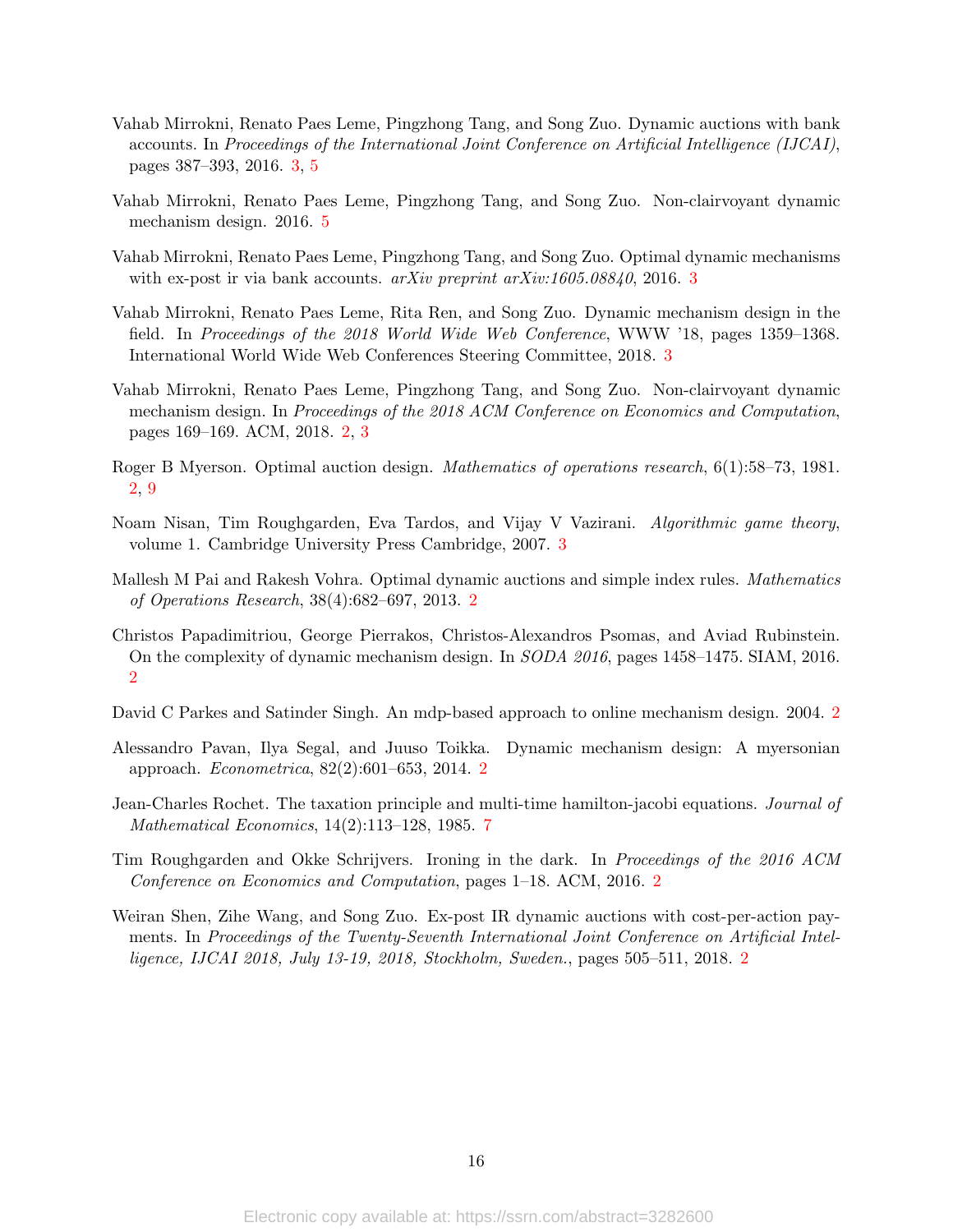Vahab Mirrokni, Renato Paes Leme, Pingzhong Tang, and Song Zuo. Dynamic auctions with bank accounts. In *Proceedings of the International Joint Conference on Artificial Intelligence (IJCAI)*, pages 387–393, 2016. 3, 5

Vahab Mirrokni, Renato Paes Leme, Pingzhong Tang, and Song Zuo. Non-clairvoyant dynamic mechanism design. 2016. 5

Vahab Mirrokni, Renato Paes Leme, Pingzhong Tang, and Song Zuo. Optimal dynamic mechanisms with ex-post ir via bank accounts. *arXiv preprint arXiv:1605.08840*, 2016. 3

Vahab Mirrokni, Renato Paes Leme, Rita Ren, and Song Zuo. Dynamic mechanism design in the field. In *Proceedings of the 2018 World Wide Web Conference*, WWW '18, pages 1359–1368. International World Wide Web Conferences Steering Committee, 2018. 3

Vahab Mirrokni, Renato Paes Leme, Pingzhong Tang, and Song Zuo. Non-clairvoyant dynamic mechanism design. In *Proceedings of the 2018 ACM Conference on Economics and Computation*, pages 169–169. ACM, 2018. 2, 3

Roger B Myerson. Optimal auction design. *Mathematics of operations research*, 6(1):58–73, 1981. 2, 9

Noam Nisan, Tim Roughgarden, Eva Tardos, and Vijay V Vazirani. *Algorithmic game theory*, volume 1. Cambridge University Press Cambridge, 2007. 3

Mallesh M Pai and Rakesh Vohra. Optimal dynamic auctions and simple index rules. *Mathematics of Operations Research*, 38(4):682–697, 2013. 2

Christos Papadimitriou, George Pierrakos, Christos-Alexandros Psomas, and Aviad Rubinstein. On the complexity of dynamic mechanism design. In *SODA 2016*, pages 1458–1475. SIAM, 2016. 2

David C Parkes and Satinder Singh. An mdp-based approach to online mechanism design. 2004. 2

Alessandro Pavan, Ilya Segal, and Juuso Toikka. Dynamic mechanism design: A myersonian approach. *Econometrica*, 82(2):601–653, 2014. 2

Jean-Charles Rochet. The taxation principle and multi-time hamilton-jacobi equations. *Journal of Mathematical Economics*, 14(2):113–128, 1985. 7

Tim Roughgarden and Okke Schrijvers. Ironing in the dark. In *Proceedings of the 2016 ACM Conference on Economics and Computation*, pages 1–18. ACM, 2016. 2

Weiran Shen, Zihe Wang, and Song Zuo. Ex-post IR dynamic auctions with cost-per-action payments. In *Proceedings of the Twenty-Seventh International Joint Conference on Artificial Intelligence, IJCAI 2018, July 13-19, 2018, Stockholm, Sweden.*, pages 505–511, 2018. 2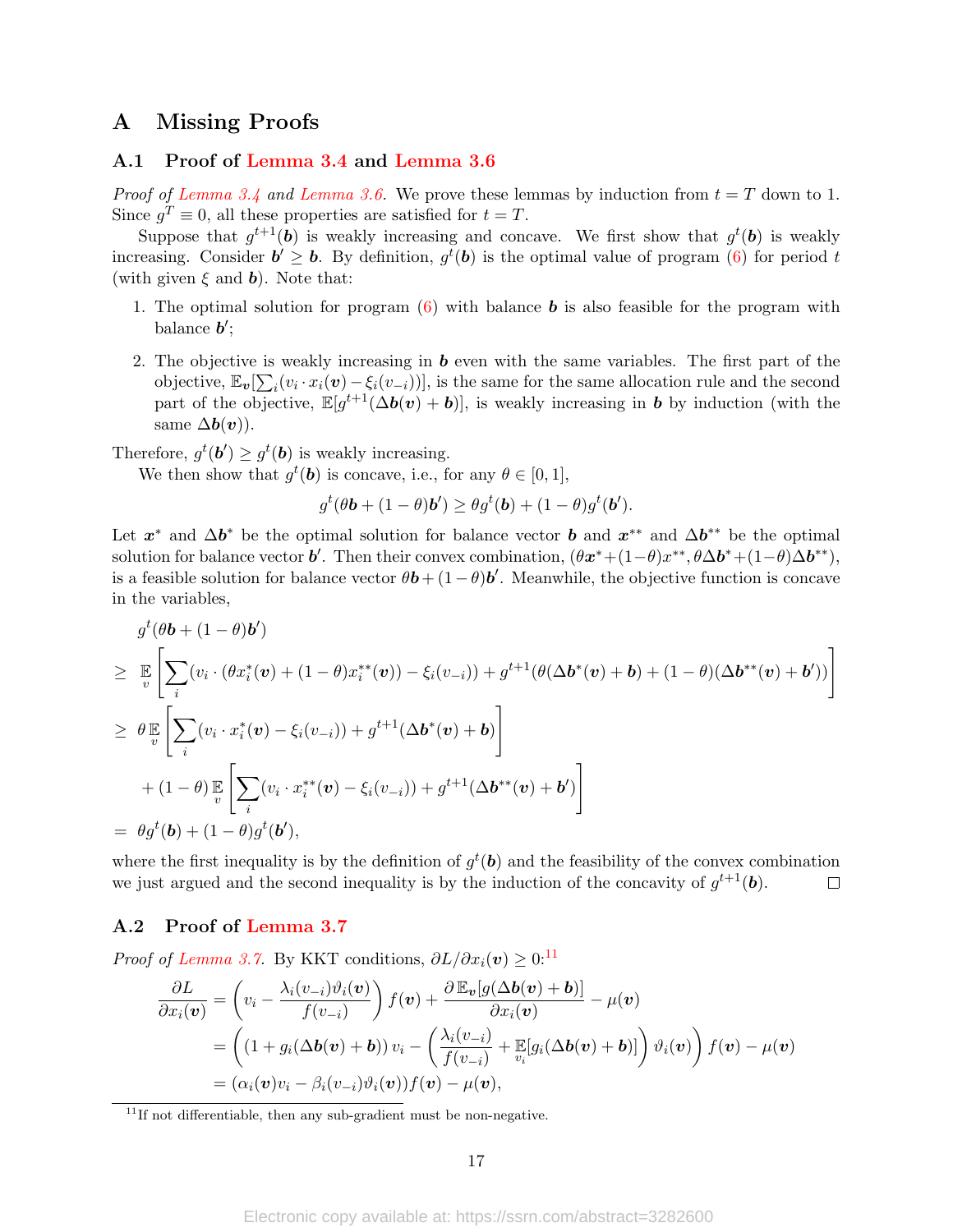# A Missing Proofs

## A.1 Proof of Lemma 3.4 and Lemma 3.6

*Proof of Lemma 3.4 and Lemma 3.6.* We prove these lemmas by induction from $t = T$ down to 1. Since $g^T \equiv 0$, all these properties are satisfied for $t = T$.

Suppose that $g^{t+1}(\boldsymbol{b})$ is weakly increasing and concave. We first show that $g^t(\boldsymbol{b})$ is weakly increasing. Consider $\boldsymbol{b}' \geq \boldsymbol{b}$. By definition, $g^t(\boldsymbol{b})$ is the optimal value of program (6) for period $t$ (with given $\xi$ and $\boldsymbol{b}$). Note that:

1. The optimal solution for program (6) with balance $\boldsymbol{b}$ is also feasible for the program with balance $\boldsymbol{b}'$;
2. The objective is weakly increasing in $\boldsymbol{b}$ even with the same variables. The first part of the objective, $\mathbb{E}_{\boldsymbol{v}}[\sum_i (v_i \cdot x_i(\boldsymbol{v}) - \xi_i(v_{-i}))]$, is the same for the same allocation rule and the second part of the objective, $\mathbb{E}[g^{t+1}(\Delta\boldsymbol{b}(\boldsymbol{v}) + \boldsymbol{b})]$, is weakly increasing in $\boldsymbol{b}$ by induction (with the same $\Delta\boldsymbol{b}(\boldsymbol{v})$).

Therefore, $g^t(\boldsymbol{b}') \geq g^t(\boldsymbol{b})$ is weakly increasing.

We then show that $g^t(\boldsymbol{b})$ is concave, i.e., for any $\theta \in [0, 1]$,

$$g^t(\theta\boldsymbol{b} + (1-\theta)\boldsymbol{b}') \geq \theta g^t(\boldsymbol{b}) + (1-\theta)g^t(\boldsymbol{b}').$$

Let $\boldsymbol{x}^*$ and $\Delta\boldsymbol{b}^*$ be the optimal solution for balance vector $\boldsymbol{b}$ and $\boldsymbol{x}^{**}$ and $\Delta\boldsymbol{b}^{**}$ be the optimal solution for balance vector $\boldsymbol{b}'$. Then their convex combination, $(\theta\boldsymbol{x}^* + (1-\theta)x^{**}, \theta\Delta\boldsymbol{b}^* + (1-\theta)\Delta\boldsymbol{b}^{**})$, is a feasible solution for balance vector $\theta\boldsymbol{b} + (1-\theta)\boldsymbol{b}'$. Meanwhile, the objective function is concave in the variables,

$$
\begin{aligned}
& g^t(\theta\boldsymbol{b} + (1-\theta)\boldsymbol{b}') \\
\geq\ & \mathop{\mathbb{E}}_{v}\left[\sum_i (v_i \cdot (\theta x_i^*(\boldsymbol{v}) + (1-\theta)x_i^{**}(\boldsymbol{v})) - \xi_i(v_{-i})) + g^{t+1}(\theta(\Delta\boldsymbol{b}^*(\boldsymbol{v}) + \boldsymbol{b}) + (1-\theta)(\Delta\boldsymbol{b}^{**}(\boldsymbol{v}) + \boldsymbol{b}'))\right] \\
\geq\ & \theta \mathop{\mathbb{E}}_{v}\left[\sum_i (v_i \cdot x_i^*(\boldsymbol{v}) - \xi_i(v_{-i})) + g^{t+1}(\Delta\boldsymbol{b}^*(\boldsymbol{v}) + \boldsymbol{b})\right] \\
& + (1-\theta)\mathop{\mathbb{E}}_{v}\left[\sum_i (v_i \cdot x_i^{**}(\boldsymbol{v}) - \xi_i(v_{-i})) + g^{t+1}(\Delta\boldsymbol{b}^{**}(\boldsymbol{v}) + \boldsymbol{b}')\right] \\
=\ & \theta g^t(\boldsymbol{b}) + (1-\theta)g^t(\boldsymbol{b}'),
\end{aligned}
$$

where the first inequality is by the definition of $g^t(\boldsymbol{b})$ and the feasibility of the convex combination we just argued and the second inequality is by the induction of the concavity of $g^{t+1}(\boldsymbol{b})$. $\square$

## A.2 Proof of Lemma 3.7

*Proof of Lemma 3.7.* By KKT conditions, $\partial L/\partial x_i(\boldsymbol{v}) \geq 0$:[11]

$$
\begin{aligned}
\frac{\partial L}{\partial x_i(\boldsymbol{v})} &= \left(v_i - \frac{\lambda_i(v_{-i})\vartheta_i(\boldsymbol{v})}{f(v_{-i})}\right)f(\boldsymbol{v}) + \frac{\partial\,\mathbb{E}_{\boldsymbol{v}}[g(\Delta\boldsymbol{b}(\boldsymbol{v}) + \boldsymbol{b})]}{\partial x_i(\boldsymbol{v})} - \mu(\boldsymbol{v}) \\
&= \left((1 + g_i(\Delta\boldsymbol{b}(\boldsymbol{v}) + \boldsymbol{b}))\,v_i - \left(\frac{\lambda_i(v_{-i})}{f(v_{-i})} + \mathop{\mathbb{E}}_{v_i}[g_i(\Delta\boldsymbol{b}(\boldsymbol{v}) + \boldsymbol{b})]\right)\vartheta_i(\boldsymbol{v})\right)f(\boldsymbol{v}) - \mu(\boldsymbol{v}) \\
&= (\alpha_i(\boldsymbol{v})v_i - \beta_i(v_{-i})\vartheta_i(\boldsymbol{v}))f(\boldsymbol{v}) - \mu(\boldsymbol{v}),
\end{aligned}
$$

[11] If not differentiable, then any sub-gradient must be non-negative.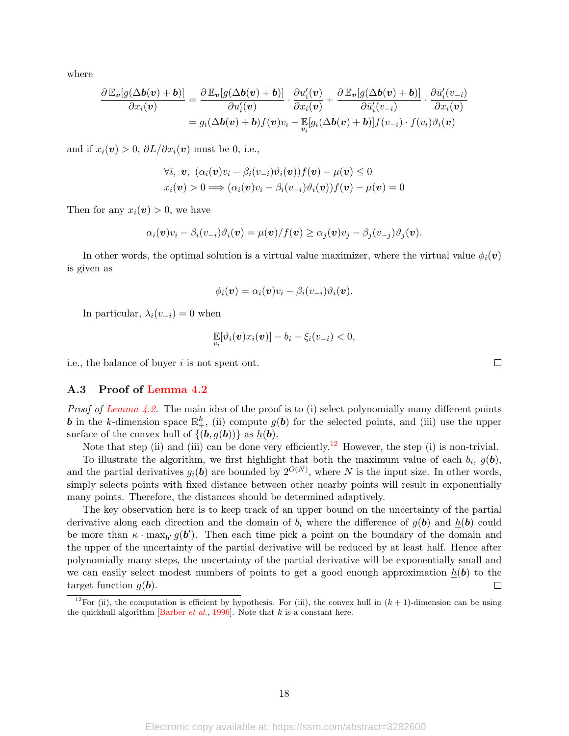where

$$
\begin{aligned}
\frac{\partial \mathbb{E}_{\boldsymbol{v}}[g(\Delta \boldsymbol{b}(\boldsymbol{v})+\boldsymbol{b})]}{\partial x_i(\boldsymbol{v})} &= \frac{\partial \mathbb{E}_{\boldsymbol{v}}[g(\Delta \boldsymbol{b}(\boldsymbol{v})+\boldsymbol{b})]}{\partial u_i'(\boldsymbol{v})} \cdot \frac{\partial u_i'(\boldsymbol{v})}{\partial x_i(\boldsymbol{v})} + \frac{\partial \mathbb{E}_{\boldsymbol{v}}[g(\Delta \boldsymbol{b}(\boldsymbol{v})+\boldsymbol{b})]}{\partial \bar{u}_i'(v_{-i})} \cdot \frac{\partial \bar{u}_i'(v_{-i})}{\partial x_i(\boldsymbol{v})} \\
&= g_i(\Delta \boldsymbol{b}(\boldsymbol{v})+\boldsymbol{b}) f(\boldsymbol{v}) v_i - \mathop{\mathbb{E}}_{v_i}[g_i(\Delta \boldsymbol{b}(\boldsymbol{v})+\boldsymbol{b})] f(v_{-i}) \cdot f(v_i) \vartheta_i(\boldsymbol{v})
\end{aligned}
$$

and if $x_i(\boldsymbol{v}) > 0$, $\partial L / \partial x_i(\boldsymbol{v})$ must be 0, i.e.,

$$
\begin{aligned}
&\forall i,\ \boldsymbol{v},\ (\alpha_i(\boldsymbol{v}) v_i - \beta_i(v_{-i}) \vartheta_i(\boldsymbol{v})) f(\boldsymbol{v}) - \mu(\boldsymbol{v}) \le 0 \\
&x_i(\boldsymbol{v}) > 0 \Longrightarrow (\alpha_i(\boldsymbol{v}) v_i - \beta_i(v_{-i}) \vartheta_i(\boldsymbol{v})) f(\boldsymbol{v}) - \mu(\boldsymbol{v}) = 0
\end{aligned}
$$

Then for any $x_i(\boldsymbol{v}) > 0$, we have

$$
\alpha_i(\boldsymbol{v}) v_i - \beta_i(v_{-i}) \vartheta_i(\boldsymbol{v}) = \mu(\boldsymbol{v}) / f(\boldsymbol{v}) \ge \alpha_j(\boldsymbol{v}) v_j - \beta_j(v_{-j}) \vartheta_j(\boldsymbol{v}).
$$

In other words, the optimal solution is a virtual value maximizer, where the virtual value $\phi_i(\boldsymbol{v})$ is given as

$$
\phi_i(\boldsymbol{v}) = \alpha_i(\boldsymbol{v}) v_i - \beta_i(v_{-i}) \vartheta_i(\boldsymbol{v}).
$$

In particular, $\lambda_i(v_{-i}) = 0$ when

$$
\mathop{\mathbb{E}}_{v_i}[\vartheta_i(\boldsymbol{v}) x_i(\boldsymbol{v})] - b_i - \xi_i(v_{-i}) < 0,
$$

i.e., the balance of buyer $i$ is not spent out. ∎

### A.3 Proof of Lemma 4.2

*Proof of Lemma 4.2.* The main idea of the proof is to (i) select polynomially many different points $\boldsymbol{b}$ in the $k$-dimension space $\mathbb{R}_+^k$, (ii) compute $g(\boldsymbol{b})$ for the selected points, and (iii) use the upper surface of the convex hull of $\{(\boldsymbol{b}, g(\boldsymbol{b}))\}$ as $\underline{h}(\boldsymbol{b})$.

Note that step (ii) and (iii) can be done very efficiently.[12] However, the step (i) is non-trivial.

To illustrate the algorithm, we first highlight that both the maximum value of each $b_i$, $g(\boldsymbol{b})$, and the partial derivatives $g_i(\boldsymbol{b})$ are bounded by $2^{O(N)}$, where $N$ is the input size. In other words, simply selects points with fixed distance between other nearby points will result in exponentially many points. Therefore, the distances should be determined adaptively.

The key observation here is to keep track of an upper bound on the uncertainty of the partial derivative along each direction and the domain of $b_i$ where the difference of $g(\boldsymbol{b})$ and $\underline{h}(\boldsymbol{b})$ could be more than $\kappa \cdot \max_{\boldsymbol{b}'} g(\boldsymbol{b}')$. Then each time pick a point on the boundary of the domain and the upper of the uncertainty of the partial derivative will be reduced by at least half. Hence after polynomially many steps, the uncertainty of the partial derivative will be exponentially small and we can easily select modest numbers of points to get a good enough approximation $\underline{h}(\boldsymbol{b})$ to the target function $g(\boldsymbol{b})$. ∎

[12] For (ii), the computation is efficient by hypothesis. For (iii), the convex hull in $(k+1)$-dimension can be using the quickhull algorithm [Barber *et al.*, 1996]. Note that $k$ is a constant here.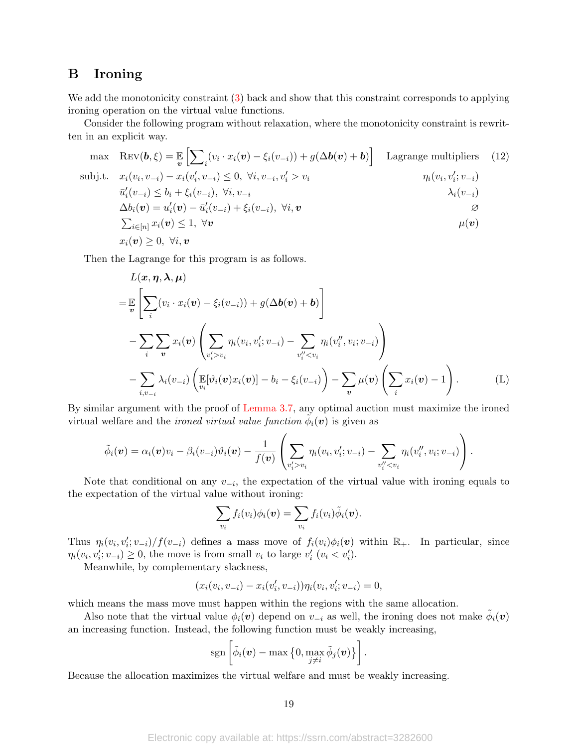# B Ironing

We add the monotonicity constraint (3) back and show that this constraint corresponds to applying ironing operation on the virtual value functions.

Consider the following program without relaxation, where the monotonicity constraint is rewritten in an explicit way.

$$
\begin{aligned}
\max \quad & \textsc{Rev}(\boldsymbol{b}, \xi) = \mathop{\mathbb{E}}_{\boldsymbol{v}}\left[\sum\nolimits_i (v_i \cdot x_i(\boldsymbol{v}) - \xi_i(v_{-i})) + g(\Delta \boldsymbol{b}(\boldsymbol{v}) + \boldsymbol{b})\right] && \text{Lagrange multipliers} \quad (12)\\
\text{subj.t.} \quad & x_i(v_i, v_{-i}) - x_i(v_i', v_{-i}) \le 0, \ \forall i, v_{-i}, v_i' > v_i && \eta_i(v_i, v_i'; v_{-i})\\
& \bar{u}_i'(v_{-i}) \le b_i + \xi_i(v_{-i}), \ \forall i, v_{-i} && \lambda_i(v_{-i})\\
& \Delta b_i(\boldsymbol{v}) = u_i'(\boldsymbol{v}) - \bar{u}_i'(v_{-i}) + \xi_i(v_{-i}), \ \forall i, \boldsymbol{v} && \varnothing\\
& \sum\nolimits_{i \in [n]} x_i(\boldsymbol{v}) \le 1, \ \forall \boldsymbol{v} && \mu(\boldsymbol{v})\\
& x_i(\boldsymbol{v}) \ge 0, \ \forall i, \boldsymbol{v}
\end{aligned}
$$

Then the Lagrange for this program is as follows.

$$
\begin{aligned}
& L(\boldsymbol{x}, \boldsymbol{\eta}, \boldsymbol{\lambda}, \boldsymbol{\mu})\\
=& \mathop{\mathbb{E}}_{\boldsymbol{v}}\left[\sum_i (v_i \cdot x_i(\boldsymbol{v}) - \xi_i(v_{-i})) + g(\Delta \boldsymbol{b}(\boldsymbol{v}) + \boldsymbol{b})\right]\\
& - \sum_i \sum_{\boldsymbol{v}} x_i(\boldsymbol{v}) \left( \sum_{v_i' > v_i} \eta_i(v_i, v_i'; v_{-i}) - \sum_{v_i'' < v_i} \eta_i(v_i'', v_i; v_{-i}) \right)\\
& - \sum_{i, v_{-i}} \lambda_i(v_{-i}) \left( \mathop{\mathbb{E}}_{v_i}[\vartheta_i(\boldsymbol{v}) x_i(\boldsymbol{v})] - b_i - \xi_i(v_{-i}) \right) - \sum_{\boldsymbol{v}} \mu(\boldsymbol{v}) \left( \sum_i x_i(\boldsymbol{v}) - 1 \right). \qquad \text{(L)}
\end{aligned}
$$

By similar argument with the proof of Lemma 3.7, any optimal auction must maximize the ironed virtual welfare and the *ironed virtual value function* $\tilde{\phi}_i(\boldsymbol{v})$ is given as

$$
\tilde{\phi}_i(\boldsymbol{v}) = \alpha_i(\boldsymbol{v}) v_i - \beta_i(v_{-i}) \vartheta_i(\boldsymbol{v}) - \frac{1}{f(\boldsymbol{v})} \left( \sum_{v_i' > v_i} \eta_i(v_i, v_i'; v_{-i}) - \sum_{v_i'' < v_i} \eta_i(v_i'', v_i; v_{-i}) \right).
$$

Note that conditional on any $v_{-i}$, the expectation of the virtual value with ironing equals to the expectation of the virtual value without ironing:

$$
\sum_{v_i} f_i(v_i) \phi_i(\boldsymbol{v}) = \sum_{v_i} f_i(v_i) \tilde{\phi}_i(\boldsymbol{v}).
$$

Thus $\eta_i(v_i, v_i'; v_{-i})/f(v_{-i})$ defines a mass move of $f_i(v_i)\phi_i(\boldsymbol{v})$ within $\mathbb{R}_+$. In particular, since $\eta_i(v_i, v_i'; v_{-i}) \ge 0$, the move is from small $v_i$ to large $v_i'$ ($v_i < v_i'$).

Meanwhile, by complementary slackness,

$$
(x_i(v_i, v_{-i}) - x_i(v_i', v_{-i})) \eta_i(v_i, v_i'; v_{-i}) = 0,
$$

which means the mass move must happen within the regions with the same allocation.

Also note that the virtual value $\phi_i(\boldsymbol{v})$ depend on $v_{-i}$ as well, the ironing does not make $\tilde{\phi}_i(\boldsymbol{v})$ an increasing function. Instead, the following function must be weakly increasing,

$$
\operatorname{sgn}\left[ \tilde{\phi}_i(\boldsymbol{v}) - \max\left\{0, \max_{j \ne i} \tilde{\phi}_j(\boldsymbol{v})\right\} \right].
$$

Because the allocation maximizes the virtual welfare and must be weakly increasing.